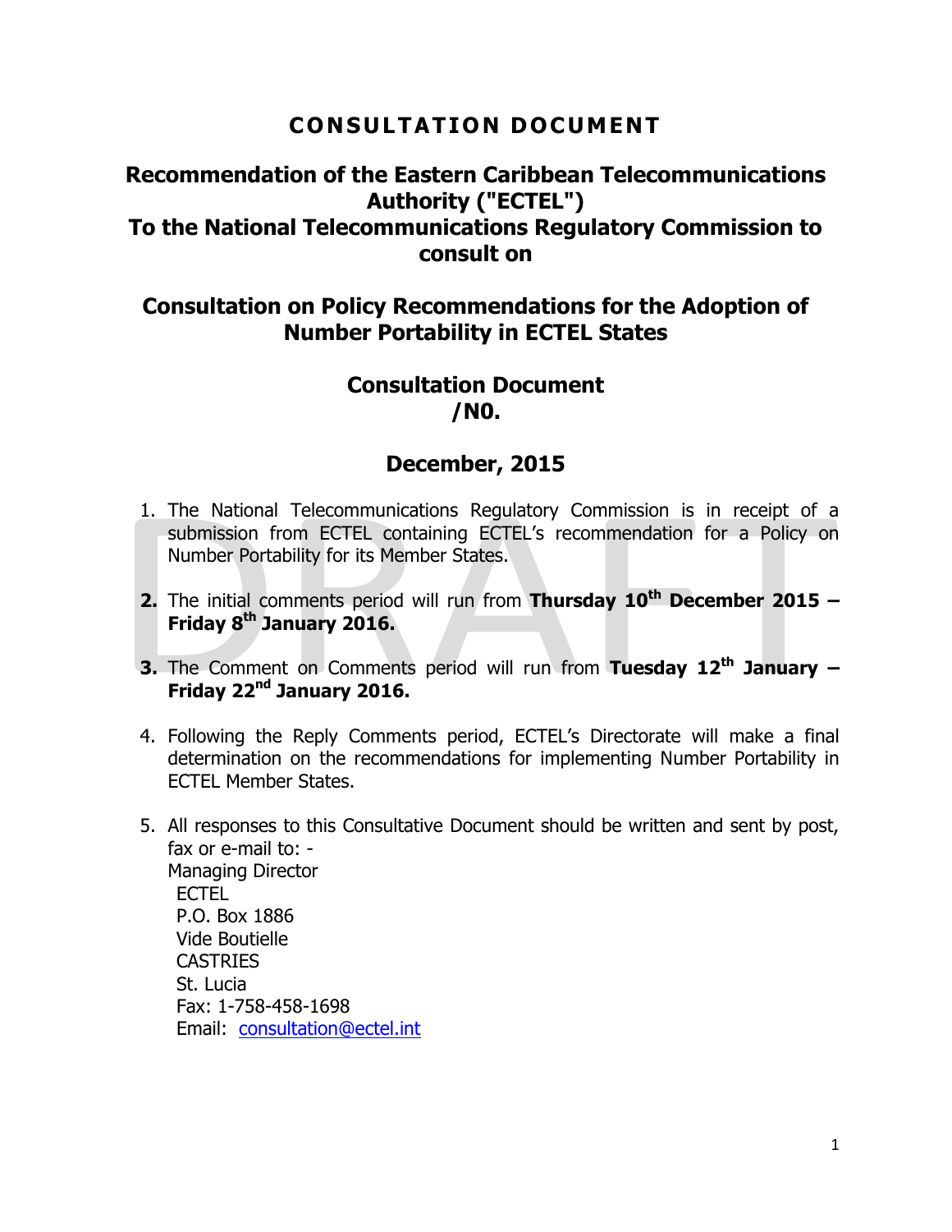# CONSULTATION DOCUMENT

## Recommendation of the Eastern Caribbean Telecommunications Authority ("ECTEL") To the National Telecommunications Regulatory Commission to consult on

## Consultation on Policy Recommendations for the Adoption of Number Portability in ECTEL States

## Consultation Document /N0.

## December, 2015

1. The National Telecommunications Regulatory Commission is in receipt of a submission from ECTEL containing ECTEL's recommendation for a Policy on Number Portability for its Member States.

2. The initial comments period will run from **Thursday 10th December 2015 – Friday 8th January 2016.**

3. The Comment on Comments period will run from **Tuesday 12th January – Friday 22nd January 2016.**

4. Following the Reply Comments period, ECTEL's Directorate will make a final determination on the recommendations for implementing Number Portability in ECTEL Member States.

5. All responses to this Consultative Document should be written and sent by post, fax or e-mail to: -
   Managing Director
   ECTEL
   P.O. Box 1886
   Vide Boutielle
   CASTRIES
   St. Lucia
   Fax: 1-758-458-1698
   Email: consultation@ectel.int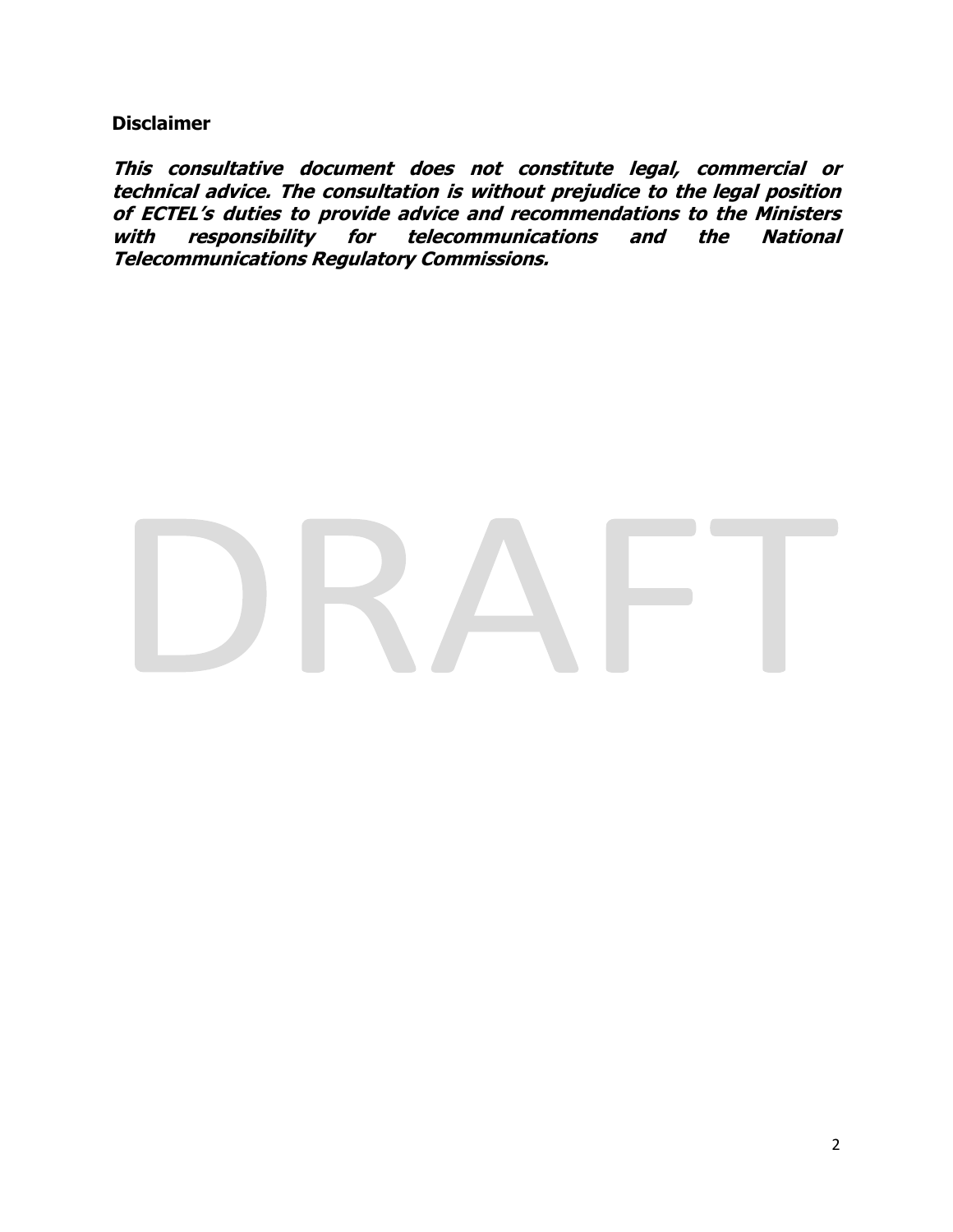**Disclaimer**

***This consultative document does not constitute legal, commercial or technical advice. The consultation is without prejudice to the legal position of ECTEL's duties to provide advice and recommendations to the Ministers with responsibility for telecommunications and the National Telecommunications Regulatory Commissions.***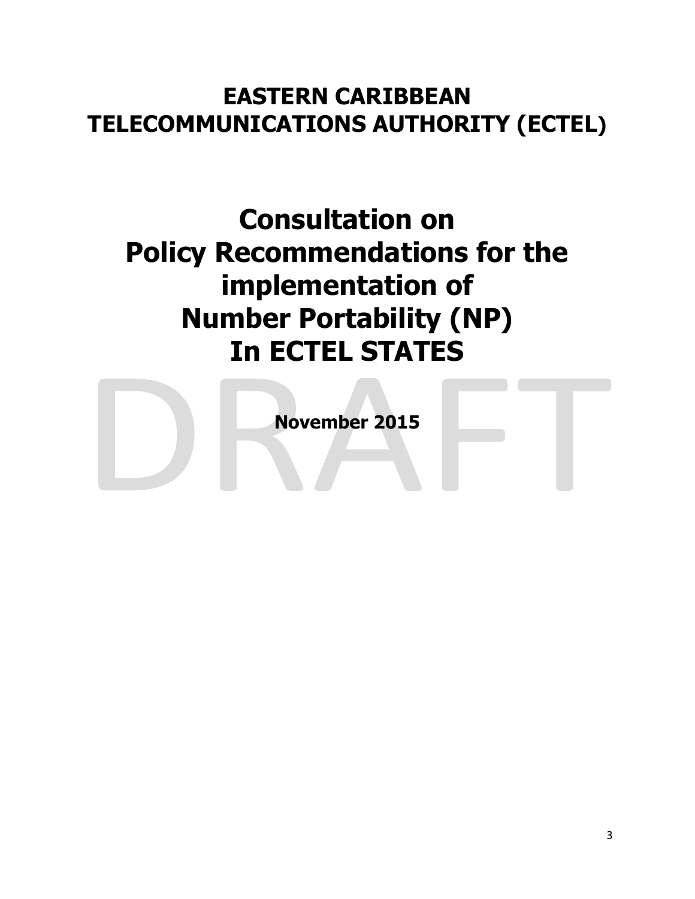# EASTERN CARIBBEAN TELECOMMUNICATIONS AUTHORITY (ECTEL)

# Consultation on Policy Recommendations for the implementation of Number Portability (NP) In ECTEL STATES

**November 2015**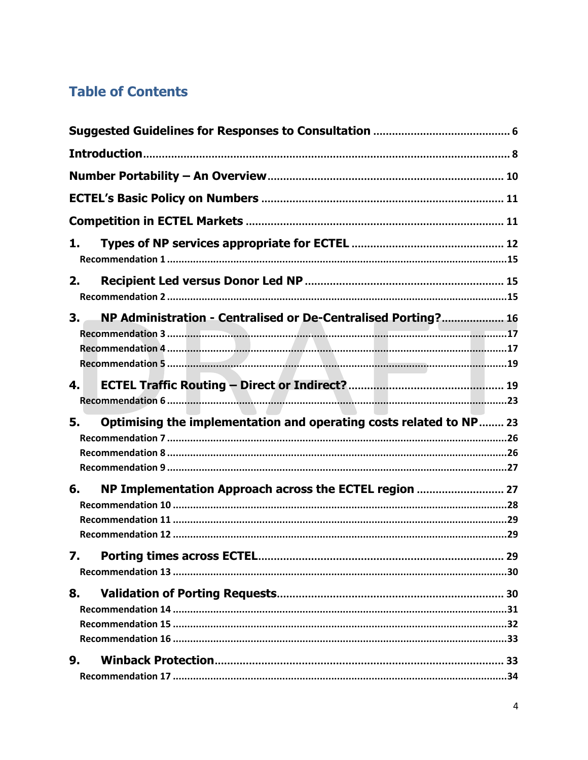# Table of Contents

**Suggested Guidelines for Responses to Consultation** ........................................... 6

**Introduction** ........................................................................................................ 8

**Number Portability – An Overview** ........................................................................ 10

**ECTEL's Basic Policy on Numbers** ......................................................................... 11

**Competition in ECTEL Markets** ............................................................................. 11

**1. Types of NP services appropriate for ECTEL** ....................................................... 12

Recommendation 1 ................................................................................................15

**2. Recipient Led versus Donor Led NP** ................................................................... 15

Recommendation 2 ................................................................................................15

**3. NP Administration - Centralised or De-Centralised Porting?** ............................... 16

Recommendation 3 ................................................................................................17

Recommendation 4 ................................................................................................17

Recommendation 5 ................................................................................................19

**4. ECTEL Traffic Routing – Direct or Indirect?** ........................................................ 19

Recommendation 6 ................................................................................................23

**5. Optimising the implementation and operating costs related to NP** ........ 23

Recommendation 7 ................................................................................................26

Recommendation 8 ................................................................................................26

Recommendation 9 ................................................................................................27

**6. NP Implementation Approach across the ECTEL region** .................................... 27

Recommendation 10 ..............................................................................................28

Recommendation 11 ..............................................................................................29

Recommendation 12 ..............................................................................................29

**7. Porting times across ECTEL** ................................................................................ 29

Recommendation 13 ..............................................................................................30

**8. Validation of Porting Requests** ........................................................................... 30

Recommendation 14 ..............................................................................................31

Recommendation 15 ..............................................................................................32

Recommendation 16 ..............................................................................................33

**9. Winback Protection** ............................................................................................ 33

Recommendation 17 ..............................................................................................34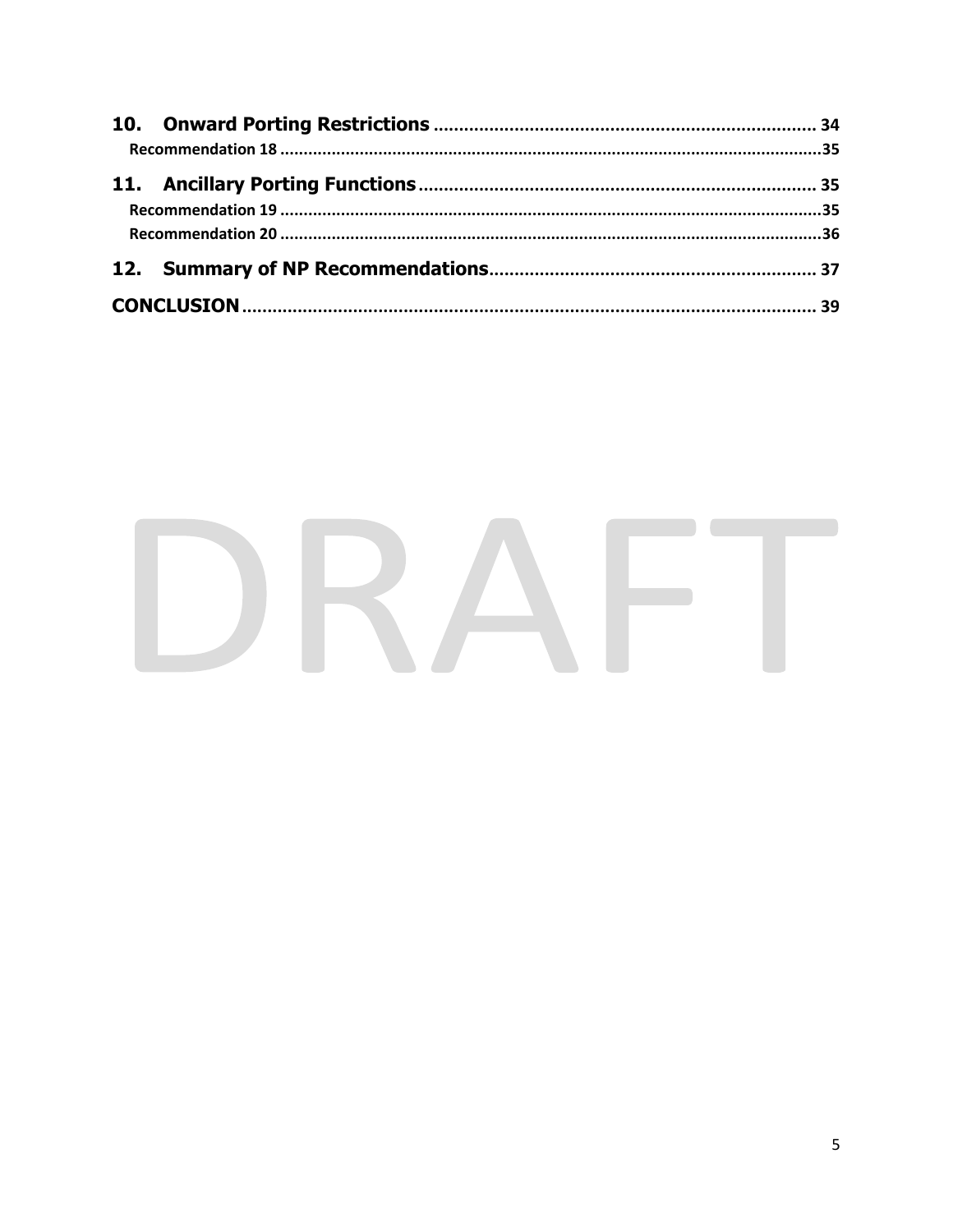10. **Onward Porting Restrictions** ........................................................................ 34

    Recommendation 18 ........................................................................................................35

11. **Ancillary Porting Functions** ........................................................................ 35

    Recommendation 19 ........................................................................................................35

    Recommendation 20 ........................................................................................................36

12. **Summary of NP Recommendations** ............................................................... 37

**CONCLUSION** ..................................................................................................... 39

DRAFT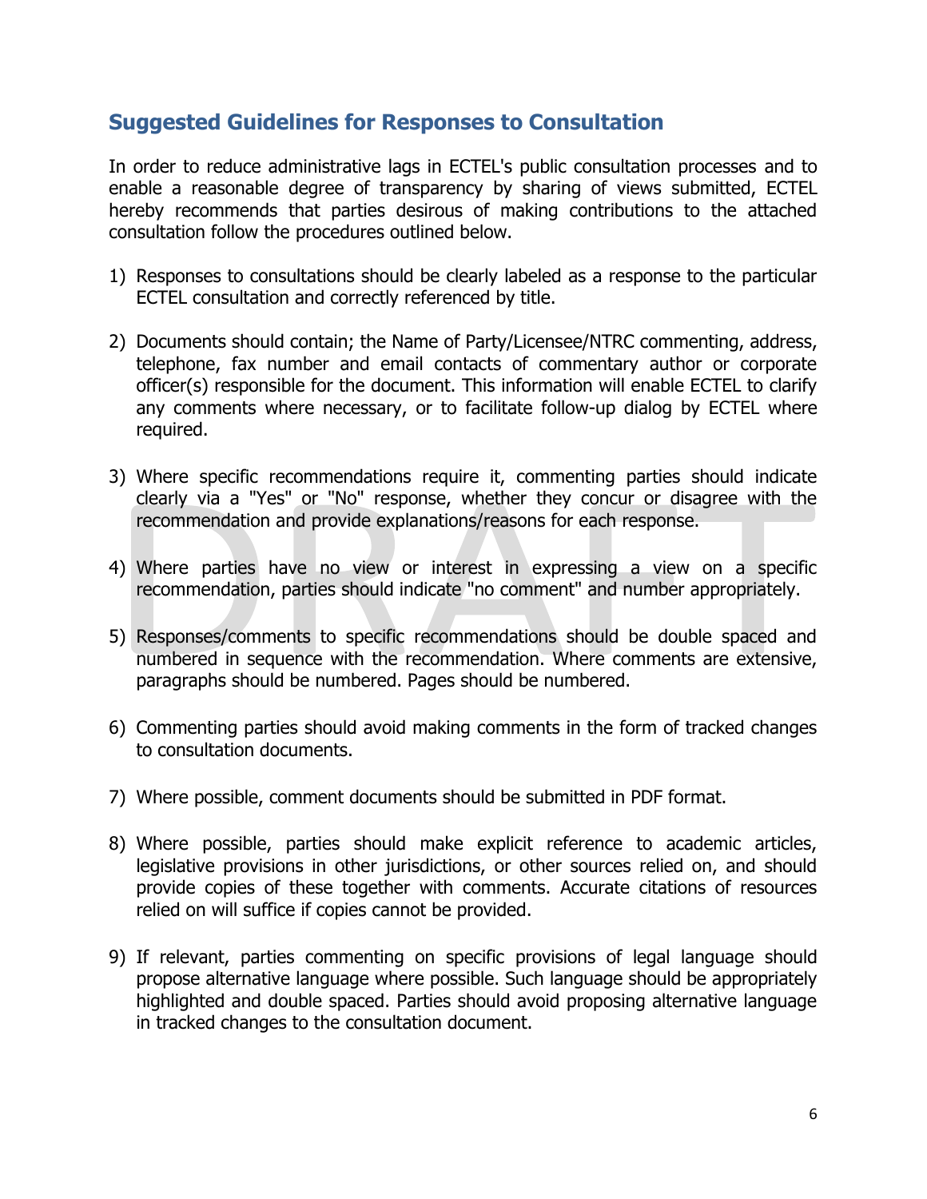## Suggested Guidelines for Responses to Consultation

In order to reduce administrative lags in ECTEL's public consultation processes and to enable a reasonable degree of transparency by sharing of views submitted, ECTEL hereby recommends that parties desirous of making contributions to the attached consultation follow the procedures outlined below.

1) Responses to consultations should be clearly labeled as a response to the particular ECTEL consultation and correctly referenced by title.

2) Documents should contain; the Name of Party/Licensee/NTRC commenting, address, telephone, fax number and email contacts of commentary author or corporate officer(s) responsible for the document. This information will enable ECTEL to clarify any comments where necessary, or to facilitate follow-up dialog by ECTEL where required.

3) Where specific recommendations require it, commenting parties should indicate clearly via a "Yes" or "No" response, whether they concur or disagree with the recommendation and provide explanations/reasons for each response.

4) Where parties have no view or interest in expressing a view on a specific recommendation, parties should indicate "no comment" and number appropriately.

5) Responses/comments to specific recommendations should be double spaced and numbered in sequence with the recommendation. Where comments are extensive, paragraphs should be numbered. Pages should be numbered.

6) Commenting parties should avoid making comments in the form of tracked changes to consultation documents.

7) Where possible, comment documents should be submitted in PDF format.

8) Where possible, parties should make explicit reference to academic articles, legislative provisions in other jurisdictions, or other sources relied on, and should provide copies of these together with comments. Accurate citations of resources relied on will suffice if copies cannot be provided.

9) If relevant, parties commenting on specific provisions of legal language should propose alternative language where possible. Such language should be appropriately highlighted and double spaced. Parties should avoid proposing alternative language in tracked changes to the consultation document.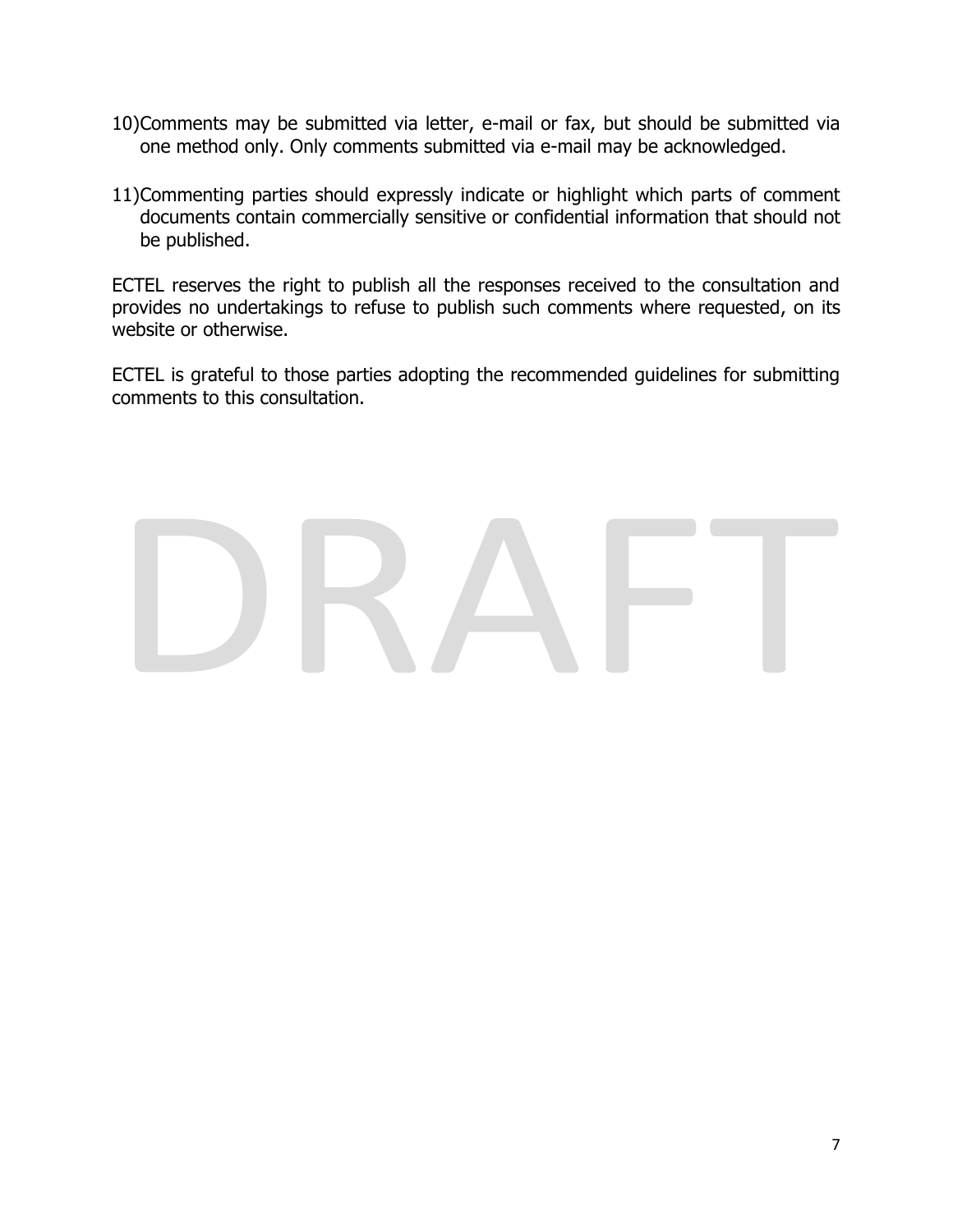10) Comments may be submitted via letter, e-mail or fax, but should be submitted via one method only. Only comments submitted via e-mail may be acknowledged.

11) Commenting parties should expressly indicate or highlight which parts of comment documents contain commercially sensitive or confidential information that should not be published.

ECTEL reserves the right to publish all the responses received to the consultation and provides no undertakings to refuse to publish such comments where requested, on its website or otherwise.

ECTEL is grateful to those parties adopting the recommended guidelines for submitting comments to this consultation.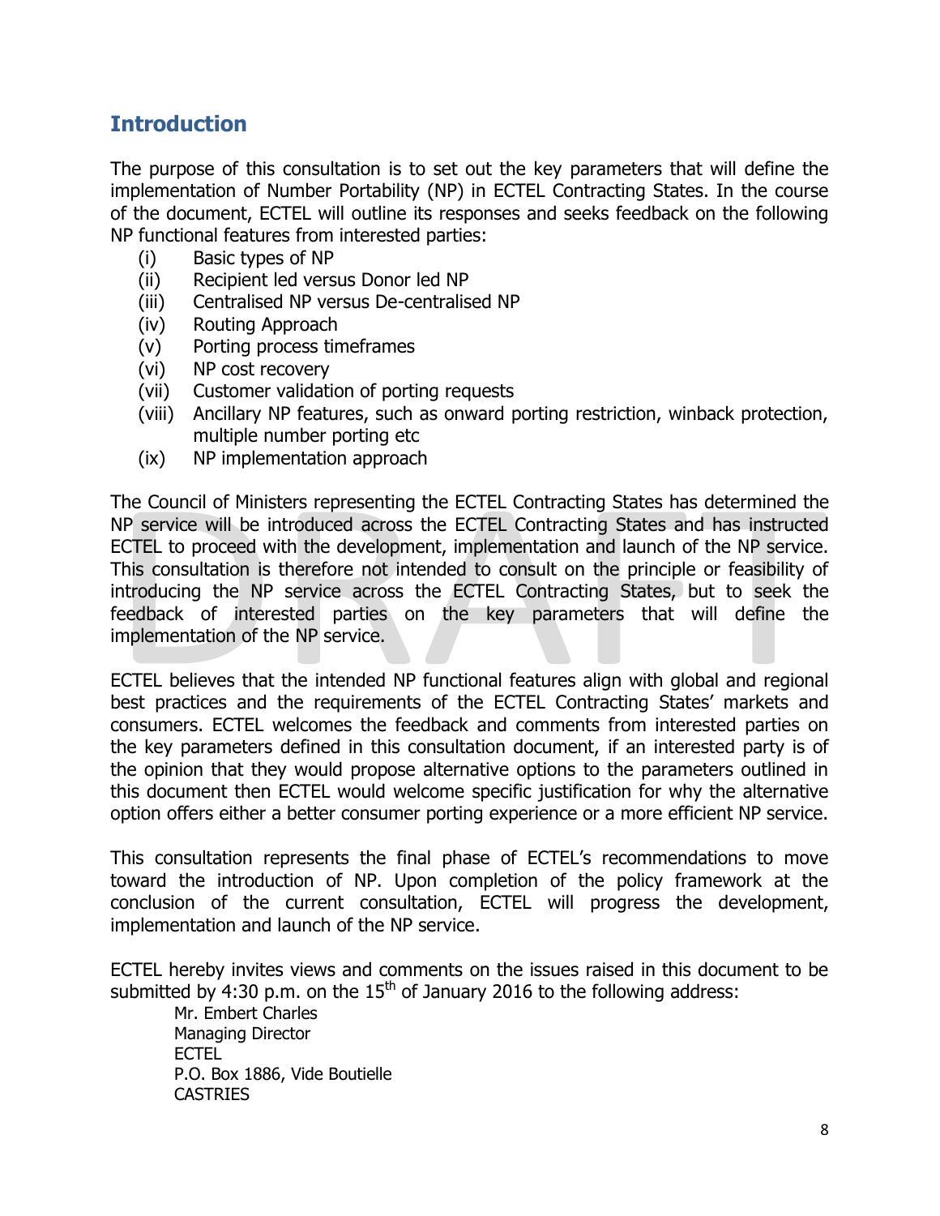## Introduction

The purpose of this consultation is to set out the key parameters that will define the implementation of Number Portability (NP) in ECTEL Contracting States. In the course of the document, ECTEL will outline its responses and seeks feedback on the following NP functional features from interested parties:

- (i) Basic types of NP
- (ii) Recipient led versus Donor led NP
- (iii) Centralised NP versus De-centralised NP
- (iv) Routing Approach
- (v) Porting process timeframes
- (vi) NP cost recovery
- (vii) Customer validation of porting requests
- (viii) Ancillary NP features, such as onward porting restriction, winback protection, multiple number porting etc
- (ix) NP implementation approach

The Council of Ministers representing the ECTEL Contracting States has determined the NP service will be introduced across the ECTEL Contracting States and has instructed ECTEL to proceed with the development, implementation and launch of the NP service. This consultation is therefore not intended to consult on the principle or feasibility of introducing the NP service across the ECTEL Contracting States, but to seek the feedback of interested parties on the key parameters that will define the implementation of the NP service.

ECTEL believes that the intended NP functional features align with global and regional best practices and the requirements of the ECTEL Contracting States' markets and consumers. ECTEL welcomes the feedback and comments from interested parties on the key parameters defined in this consultation document, if an interested party is of the opinion that they would propose alternative options to the parameters outlined in this document then ECTEL would welcome specific justification for why the alternative option offers either a better consumer porting experience or a more efficient NP service.

This consultation represents the final phase of ECTEL's recommendations to move toward the introduction of NP. Upon completion of the policy framework at the conclusion of the current consultation, ECTEL will progress the development, implementation and launch of the NP service.

ECTEL hereby invites views and comments on the issues raised in this document to be submitted by 4:30 p.m. on the 15th of January 2016 to the following address:

Mr. Embert Charles
Managing Director
ECTEL
P.O. Box 1886, Vide Boutielle
CASTRIES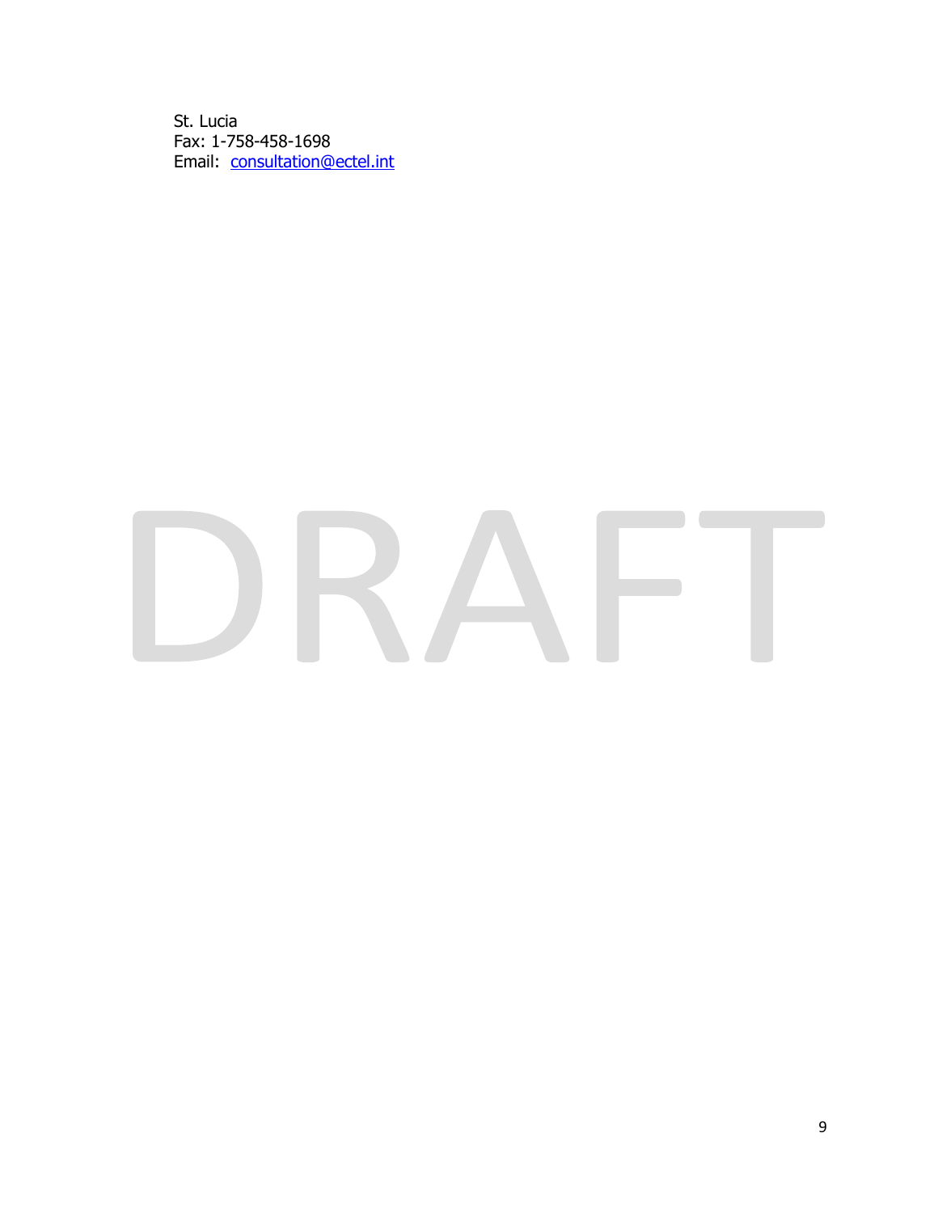St. Lucia
Fax: 1-758-458-1698
Email: consultation@ectel.int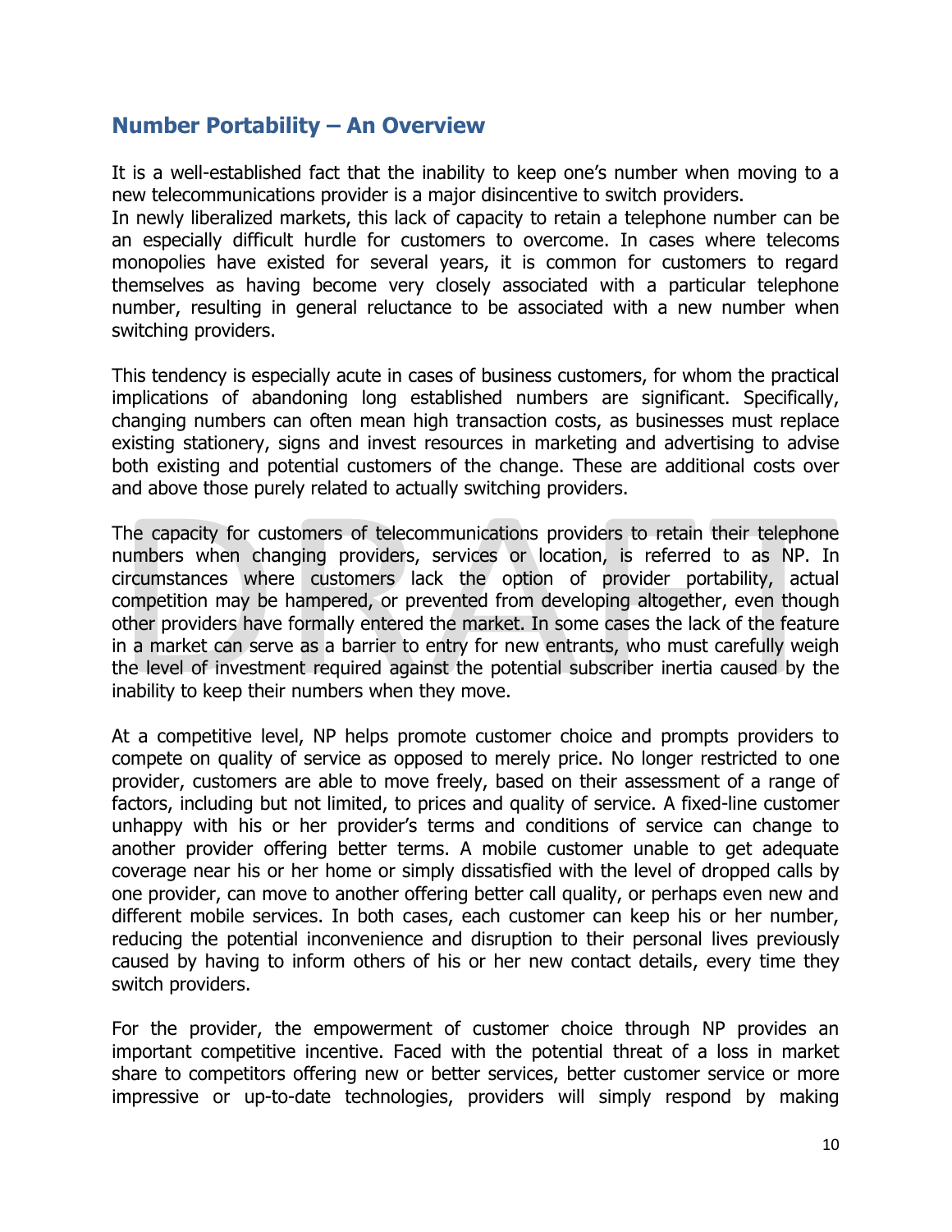## Number Portability – An Overview

It is a well-established fact that the inability to keep one's number when moving to a new telecommunications provider is a major disincentive to switch providers.
In newly liberalized markets, this lack of capacity to retain a telephone number can be an especially difficult hurdle for customers to overcome. In cases where telecoms monopolies have existed for several years, it is common for customers to regard themselves as having become very closely associated with a particular telephone number, resulting in general reluctance to be associated with a new number when switching providers.

This tendency is especially acute in cases of business customers, for whom the practical implications of abandoning long established numbers are significant. Specifically, changing numbers can often mean high transaction costs, as businesses must replace existing stationery, signs and invest resources in marketing and advertising to advise both existing and potential customers of the change. These are additional costs over and above those purely related to actually switching providers.

The capacity for customers of telecommunications providers to retain their telephone numbers when changing providers, services or location, is referred to as NP. In circumstances where customers lack the option of provider portability, actual competition may be hampered, or prevented from developing altogether, even though other providers have formally entered the market. In some cases the lack of the feature in a market can serve as a barrier to entry for new entrants, who must carefully weigh the level of investment required against the potential subscriber inertia caused by the inability to keep their numbers when they move.

At a competitive level, NP helps promote customer choice and prompts providers to compete on quality of service as opposed to merely price. No longer restricted to one provider, customers are able to move freely, based on their assessment of a range of factors, including but not limited, to prices and quality of service. A fixed-line customer unhappy with his or her provider's terms and conditions of service can change to another provider offering better terms. A mobile customer unable to get adequate coverage near his or her home or simply dissatisfied with the level of dropped calls by one provider, can move to another offering better call quality, or perhaps even new and different mobile services. In both cases, each customer can keep his or her number, reducing the potential inconvenience and disruption to their personal lives previously caused by having to inform others of his or her new contact details, every time they switch providers.

For the provider, the empowerment of customer choice through NP provides an important competitive incentive. Faced with the potential threat of a loss in market share to competitors offering new or better services, better customer service or more impressive or up-to-date technologies, providers will simply respond by making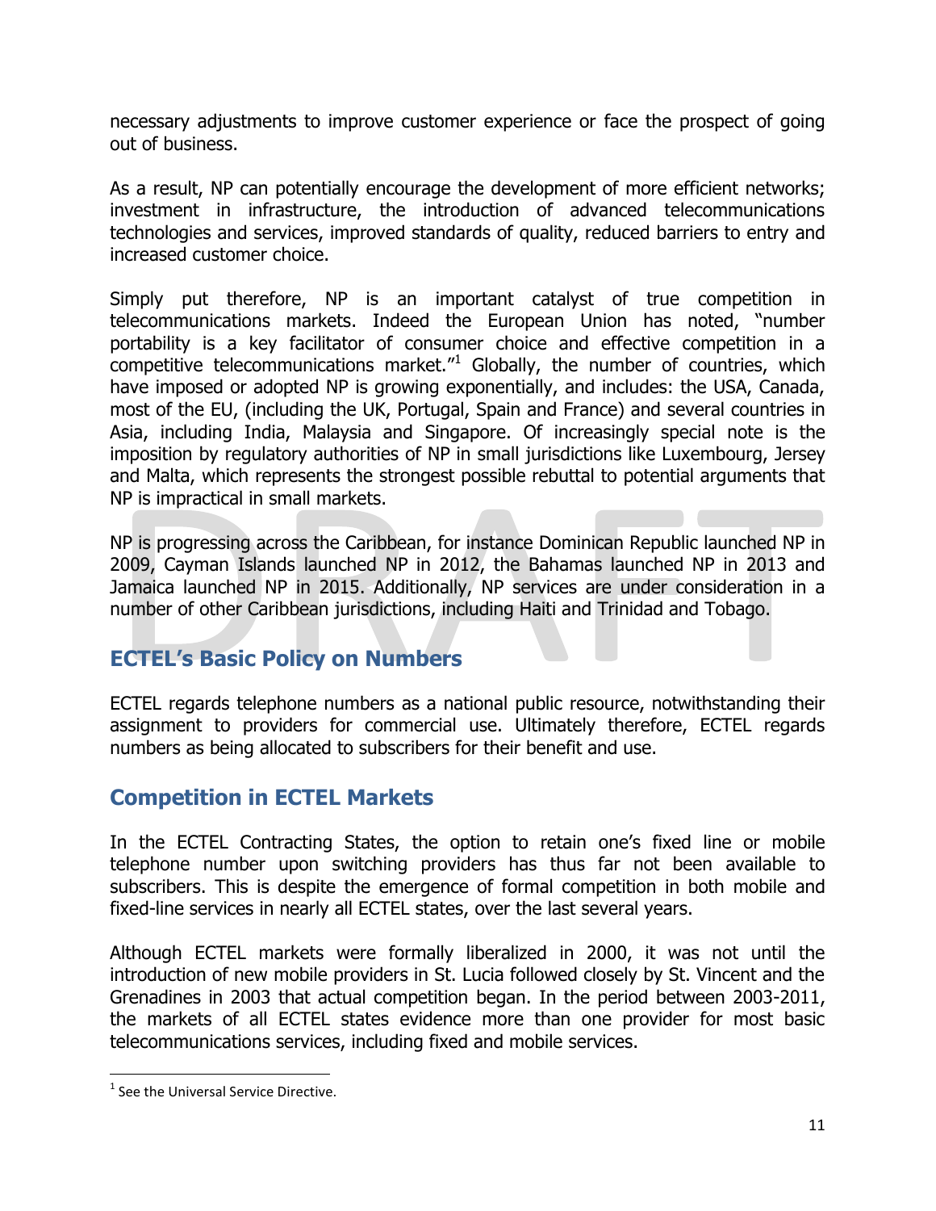necessary adjustments to improve customer experience or face the prospect of going out of business.

As a result, NP can potentially encourage the development of more efficient networks; investment in infrastructure, the introduction of advanced telecommunications technologies and services, improved standards of quality, reduced barriers to entry and increased customer choice.

Simply put therefore, NP is an important catalyst of true competition in telecommunications markets. Indeed the European Union has noted, "number portability is a key facilitator of consumer choice and effective competition in a competitive telecommunications market."[1] Globally, the number of countries, which have imposed or adopted NP is growing exponentially, and includes: the USA, Canada, most of the EU, (including the UK, Portugal, Spain and France) and several countries in Asia, including India, Malaysia and Singapore. Of increasingly special note is the imposition by regulatory authorities of NP in small jurisdictions like Luxembourg, Jersey and Malta, which represents the strongest possible rebuttal to potential arguments that NP is impractical in small markets.

NP is progressing across the Caribbean, for instance Dominican Republic launched NP in 2009, Cayman Islands launched NP in 2012, the Bahamas launched NP in 2013 and Jamaica launched NP in 2015. Additionally, NP services are under consideration in a number of other Caribbean jurisdictions, including Haiti and Trinidad and Tobago.

## ECTEL's Basic Policy on Numbers

ECTEL regards telephone numbers as a national public resource, notwithstanding their assignment to providers for commercial use. Ultimately therefore, ECTEL regards numbers as being allocated to subscribers for their benefit and use.

## Competition in ECTEL Markets

In the ECTEL Contracting States, the option to retain one's fixed line or mobile telephone number upon switching providers has thus far not been available to subscribers. This is despite the emergence of formal competition in both mobile and fixed-line services in nearly all ECTEL states, over the last several years.

Although ECTEL markets were formally liberalized in 2000, it was not until the introduction of new mobile providers in St. Lucia followed closely by St. Vincent and the Grenadines in 2003 that actual competition began. In the period between 2003-2011, the markets of all ECTEL states evidence more than one provider for most basic telecommunications services, including fixed and mobile services.

[1] See the Universal Service Directive.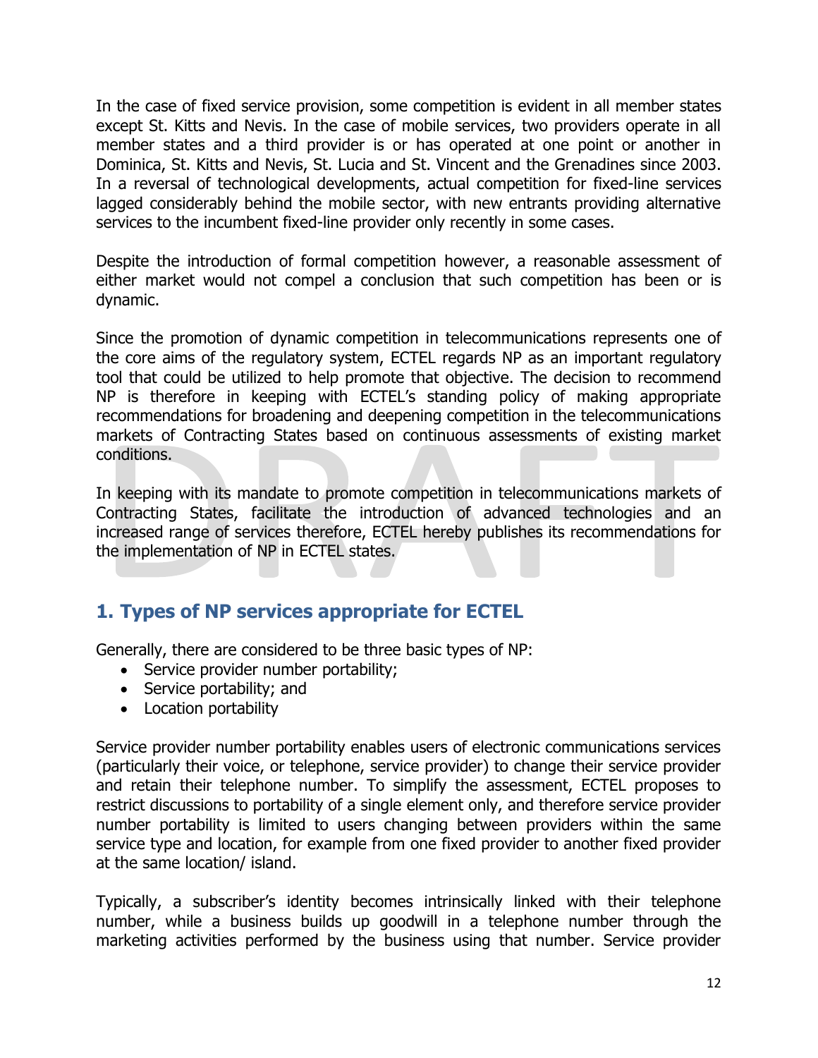In the case of fixed service provision, some competition is evident in all member states except St. Kitts and Nevis. In the case of mobile services, two providers operate in all member states and a third provider is or has operated at one point or another in Dominica, St. Kitts and Nevis, St. Lucia and St. Vincent and the Grenadines since 2003. In a reversal of technological developments, actual competition for fixed-line services lagged considerably behind the mobile sector, with new entrants providing alternative services to the incumbent fixed-line provider only recently in some cases.

Despite the introduction of formal competition however, a reasonable assessment of either market would not compel a conclusion that such competition has been or is dynamic.

Since the promotion of dynamic competition in telecommunications represents one of the core aims of the regulatory system, ECTEL regards NP as an important regulatory tool that could be utilized to help promote that objective. The decision to recommend NP is therefore in keeping with ECTEL's standing policy of making appropriate recommendations for broadening and deepening competition in the telecommunications markets of Contracting States based on continuous assessments of existing market conditions.

In keeping with its mandate to promote competition in telecommunications markets of Contracting States, facilitate the introduction of advanced technologies and an increased range of services therefore, ECTEL hereby publishes its recommendations for the implementation of NP in ECTEL states.

## 1. Types of NP services appropriate for ECTEL

Generally, there are considered to be three basic types of NP:

- Service provider number portability;
- Service portability; and
- Location portability

Service provider number portability enables users of electronic communications services (particularly their voice, or telephone, service provider) to change their service provider and retain their telephone number. To simplify the assessment, ECTEL proposes to restrict discussions to portability of a single element only, and therefore service provider number portability is limited to users changing between providers within the same service type and location, for example from one fixed provider to another fixed provider at the same location/ island.

Typically, a subscriber's identity becomes intrinsically linked with their telephone number, while a business builds up goodwill in a telephone number through the marketing activities performed by the business using that number. Service provider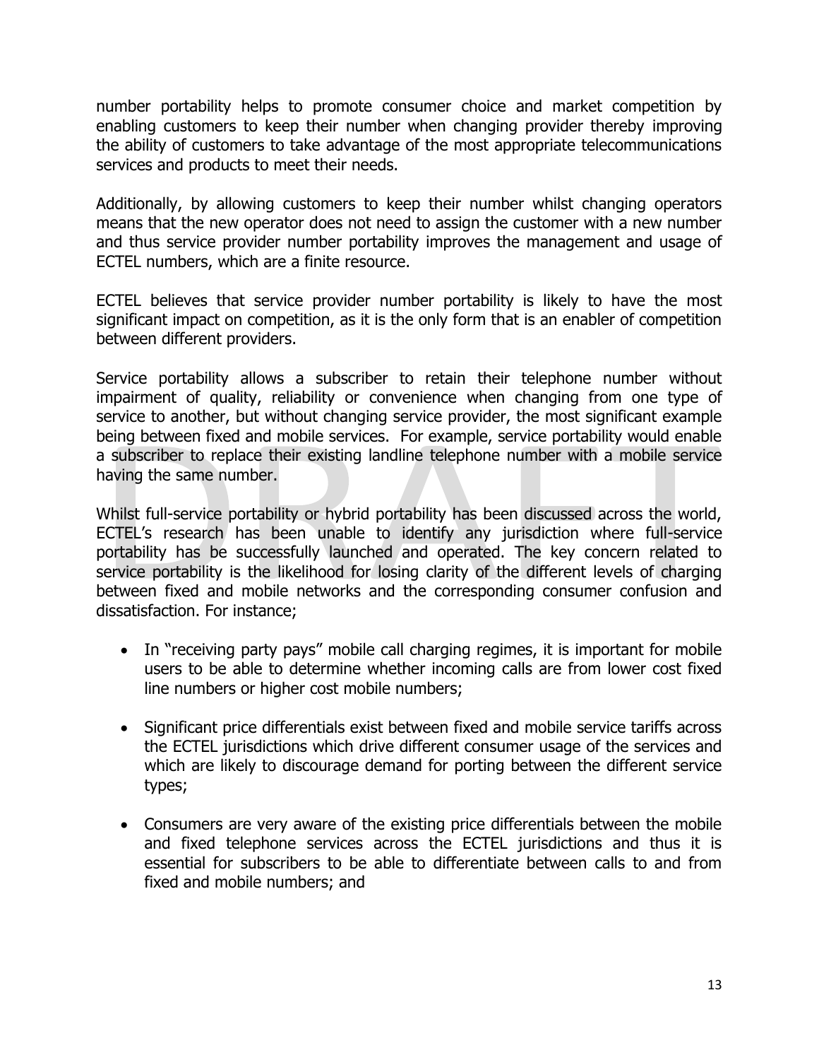number portability helps to promote consumer choice and market competition by enabling customers to keep their number when changing provider thereby improving the ability of customers to take advantage of the most appropriate telecommunications services and products to meet their needs.

Additionally, by allowing customers to keep their number whilst changing operators means that the new operator does not need to assign the customer with a new number and thus service provider number portability improves the management and usage of ECTEL numbers, which are a finite resource.

ECTEL believes that service provider number portability is likely to have the most significant impact on competition, as it is the only form that is an enabler of competition between different providers.

Service portability allows a subscriber to retain their telephone number without impairment of quality, reliability or convenience when changing from one type of service to another, but without changing service provider, the most significant example being between fixed and mobile services. For example, service portability would enable a subscriber to replace their existing landline telephone number with a mobile service having the same number.

Whilst full-service portability or hybrid portability has been discussed across the world, ECTEL's research has been unable to identify any jurisdiction where full-service portability has be successfully launched and operated. The key concern related to service portability is the likelihood for losing clarity of the different levels of charging between fixed and mobile networks and the corresponding consumer confusion and dissatisfaction. For instance;

- In "receiving party pays" mobile call charging regimes, it is important for mobile users to be able to determine whether incoming calls are from lower cost fixed line numbers or higher cost mobile numbers;

- Significant price differentials exist between fixed and mobile service tariffs across the ECTEL jurisdictions which drive different consumer usage of the services and which are likely to discourage demand for porting between the different service types;

- Consumers are very aware of the existing price differentials between the mobile and fixed telephone services across the ECTEL jurisdictions and thus it is essential for subscribers to be able to differentiate between calls to and from fixed and mobile numbers; and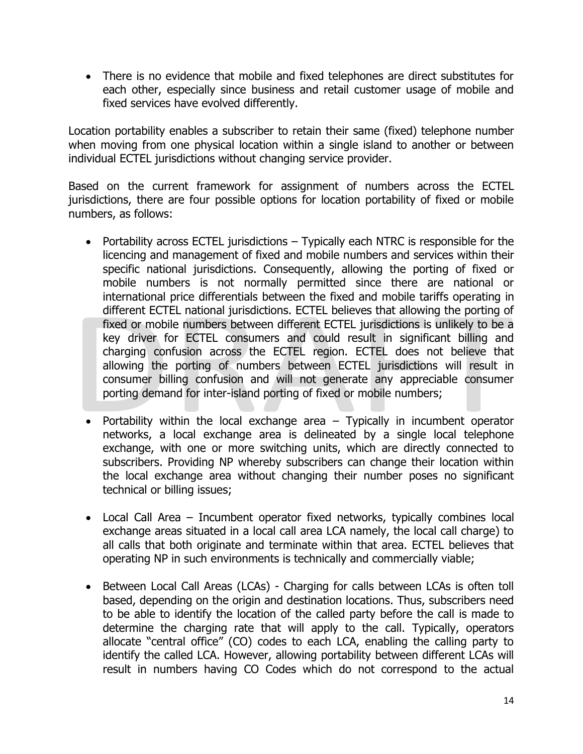- There is no evidence that mobile and fixed telephones are direct substitutes for each other, especially since business and retail customer usage of mobile and fixed services have evolved differently.

Location portability enables a subscriber to retain their same (fixed) telephone number when moving from one physical location within a single island to another or between individual ECTEL jurisdictions without changing service provider.

Based on the current framework for assignment of numbers across the ECTEL jurisdictions, there are four possible options for location portability of fixed or mobile numbers, as follows:

- Portability across ECTEL jurisdictions – Typically each NTRC is responsible for the licencing and management of fixed and mobile numbers and services within their specific national jurisdictions. Consequently, allowing the porting of fixed or mobile numbers is not normally permitted since there are national or international price differentials between the fixed and mobile tariffs operating in different ECTEL national jurisdictions. ECTEL believes that allowing the porting of fixed or mobile numbers between different ECTEL jurisdictions is unlikely to be a key driver for ECTEL consumers and could result in significant billing and charging confusion across the ECTEL region. ECTEL does not believe that allowing the porting of numbers between ECTEL jurisdictions will result in consumer billing confusion and will not generate any appreciable consumer porting demand for inter-island porting of fixed or mobile numbers;

- Portability within the local exchange area – Typically in incumbent operator networks, a local exchange area is delineated by a single local telephone exchange, with one or more switching units, which are directly connected to subscribers. Providing NP whereby subscribers can change their location within the local exchange area without changing their number poses no significant technical or billing issues;

- Local Call Area – Incumbent operator fixed networks, typically combines local exchange areas situated in a local call area LCA namely, the local call charge) to all calls that both originate and terminate within that area. ECTEL believes that operating NP in such environments is technically and commercially viable;

- Between Local Call Areas (LCAs) - Charging for calls between LCAs is often toll based, depending on the origin and destination locations. Thus, subscribers need to be able to identify the location of the called party before the call is made to determine the charging rate that will apply to the call. Typically, operators allocate "central office" (CO) codes to each LCA, enabling the calling party to identify the called LCA. However, allowing portability between different LCAs will result in numbers having CO Codes which do not correspond to the actual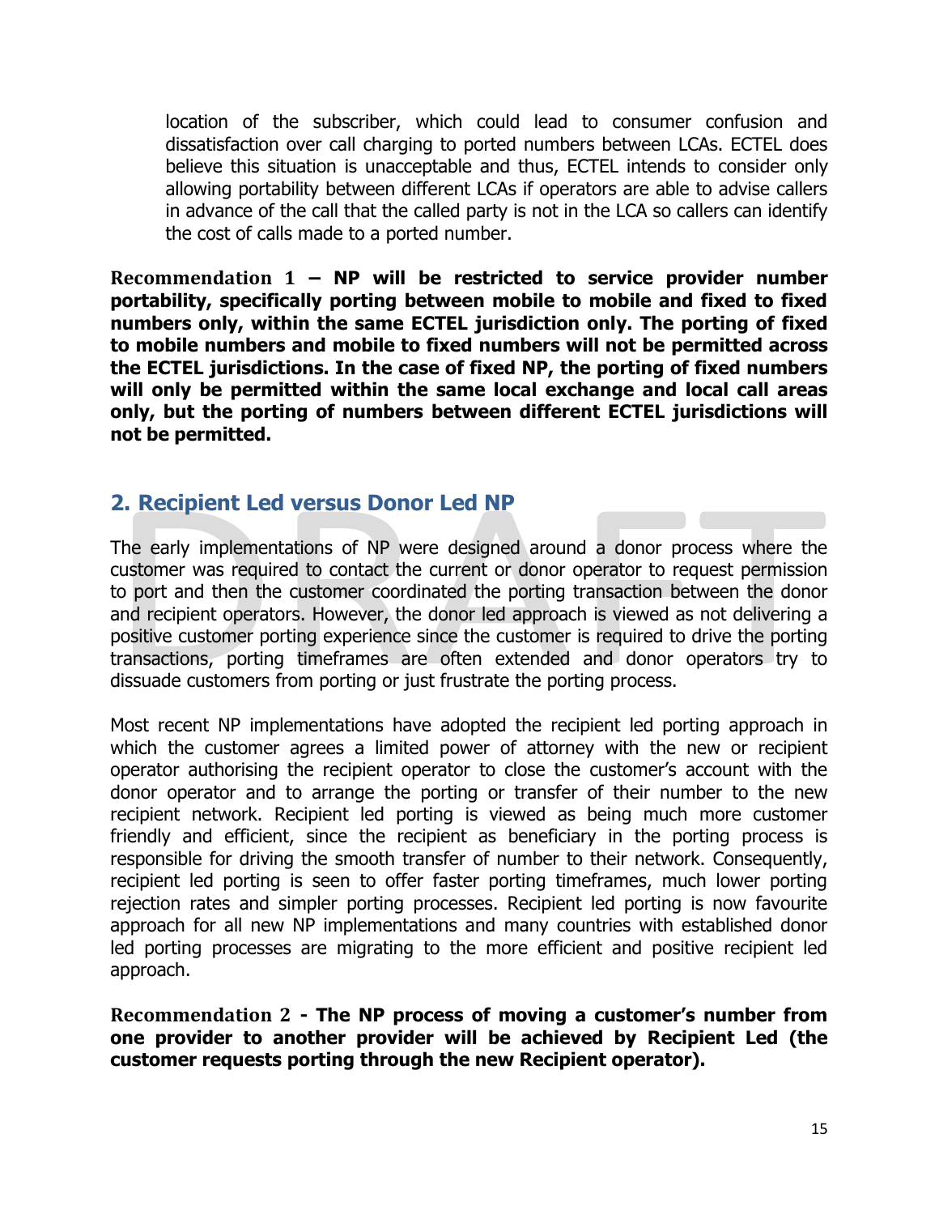location of the subscriber, which could lead to consumer confusion and dissatisfaction over call charging to ported numbers between LCAs. ECTEL does believe this situation is unacceptable and thus, ECTEL intends to consider only allowing portability between different LCAs if operators are able to advise callers in advance of the call that the called party is not in the LCA so callers can identify the cost of calls made to a ported number.

**Recommendation 1 – NP will be restricted to service provider number portability, specifically porting between mobile to mobile and fixed to fixed numbers only, within the same ECTEL jurisdiction only. The porting of fixed to mobile numbers and mobile to fixed numbers will not be permitted across the ECTEL jurisdictions. In the case of fixed NP, the porting of fixed numbers will only be permitted within the same local exchange and local call areas only, but the porting of numbers between different ECTEL jurisdictions will not be permitted.**

## 2. Recipient Led versus Donor Led NP

The early implementations of NP were designed around a donor process where the customer was required to contact the current or donor operator to request permission to port and then the customer coordinated the porting transaction between the donor and recipient operators. However, the donor led approach is viewed as not delivering a positive customer porting experience since the customer is required to drive the porting transactions, porting timeframes are often extended and donor operators try to dissuade customers from porting or just frustrate the porting process.

Most recent NP implementations have adopted the recipient led porting approach in which the customer agrees a limited power of attorney with the new or recipient operator authorising the recipient operator to close the customer's account with the donor operator and to arrange the porting or transfer of their number to the new recipient network. Recipient led porting is viewed as being much more customer friendly and efficient, since the recipient as beneficiary in the porting process is responsible for driving the smooth transfer of number to their network. Consequently, recipient led porting is seen to offer faster porting timeframes, much lower porting rejection rates and simpler porting processes. Recipient led porting is now favourite approach for all new NP implementations and many countries with established donor led porting processes are migrating to the more efficient and positive recipient led approach.

**Recommendation 2 - The NP process of moving a customer's number from one provider to another provider will be achieved by Recipient Led (the customer requests porting through the new Recipient operator).**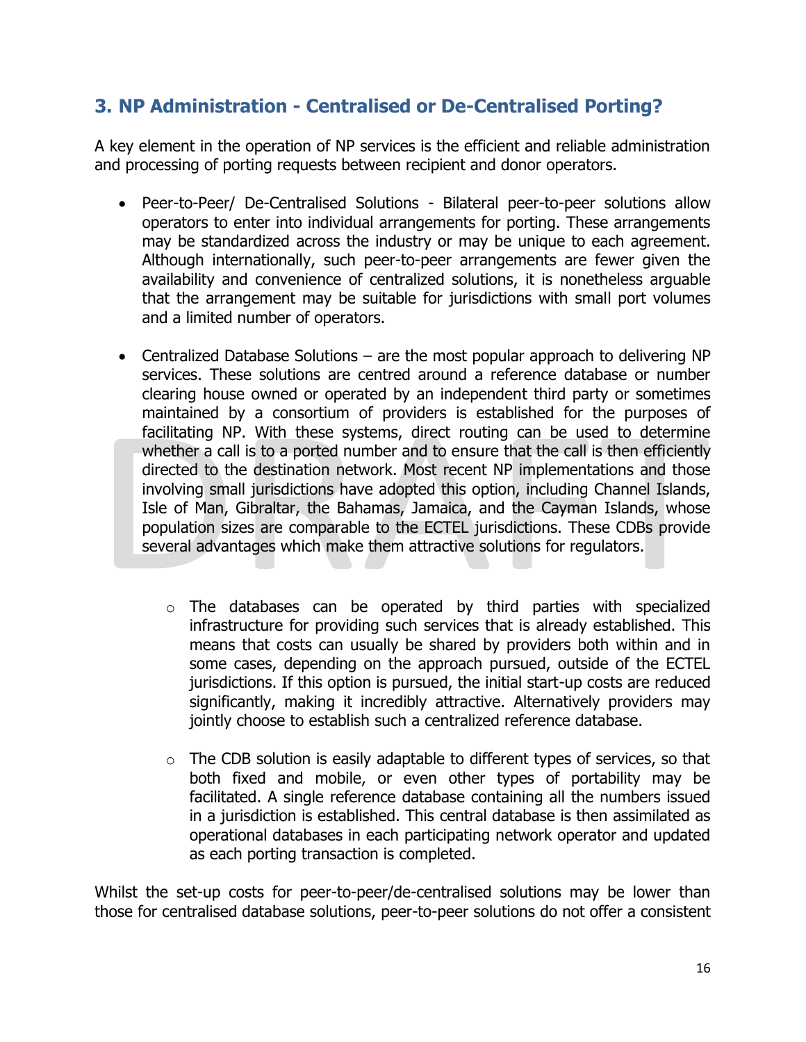## 3. NP Administration - Centralised or De-Centralised Porting?

A key element in the operation of NP services is the efficient and reliable administration and processing of porting requests between recipient and donor operators.

- Peer-to-Peer/ De-Centralised Solutions - Bilateral peer-to-peer solutions allow operators to enter into individual arrangements for porting. These arrangements may be standardized across the industry or may be unique to each agreement. Although internationally, such peer-to-peer arrangements are fewer given the availability and convenience of centralized solutions, it is nonetheless arguable that the arrangement may be suitable for jurisdictions with small port volumes and a limited number of operators.

- Centralized Database Solutions – are the most popular approach to delivering NP services. These solutions are centred around a reference database or number clearing house owned or operated by an independent third party or sometimes maintained by a consortium of providers is established for the purposes of facilitating NP. With these systems, direct routing can be used to determine whether a call is to a ported number and to ensure that the call is then efficiently directed to the destination network. Most recent NP implementations and those involving small jurisdictions have adopted this option, including Channel Islands, Isle of Man, Gibraltar, the Bahamas, Jamaica, and the Cayman Islands, whose population sizes are comparable to the ECTEL jurisdictions. These CDBs provide several advantages which make them attractive solutions for regulators.

    - The databases can be operated by third parties with specialized infrastructure for providing such services that is already established. This means that costs can usually be shared by providers both within and in some cases, depending on the approach pursued, outside of the ECTEL jurisdictions. If this option is pursued, the initial start-up costs are reduced significantly, making it incredibly attractive. Alternatively providers may jointly choose to establish such a centralized reference database.

    - The CDB solution is easily adaptable to different types of services, so that both fixed and mobile, or even other types of portability may be facilitated. A single reference database containing all the numbers issued in a jurisdiction is established. This central database is then assimilated as operational databases in each participating network operator and updated as each porting transaction is completed.

Whilst the set-up costs for peer-to-peer/de-centralised solutions may be lower than those for centralised database solutions, peer-to-peer solutions do not offer a consistent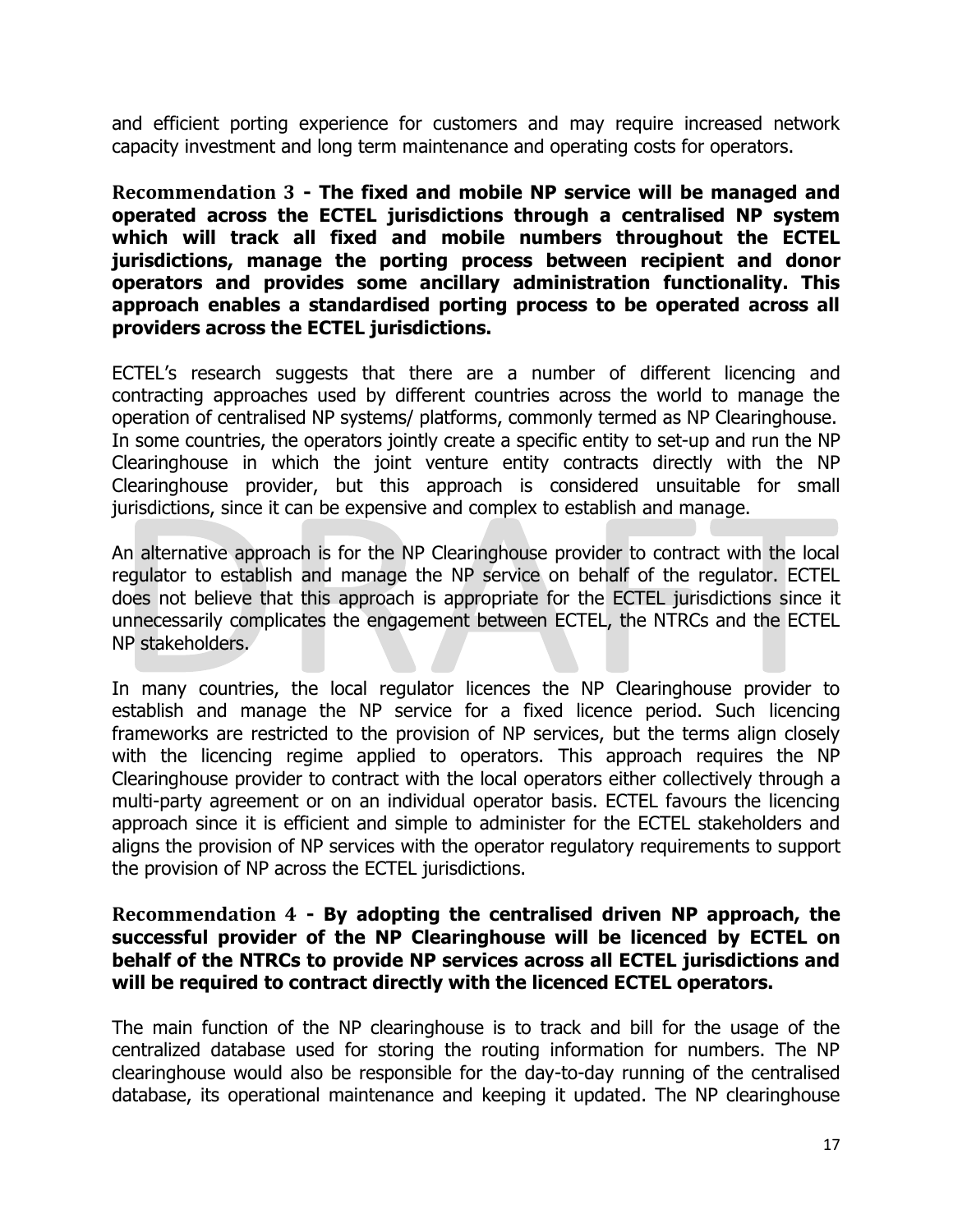and efficient porting experience for customers and may require increased network capacity investment and long term maintenance and operating costs for operators.

**Recommendation 3 - The fixed and mobile NP service will be managed and operated across the ECTEL jurisdictions through a centralised NP system which will track all fixed and mobile numbers throughout the ECTEL jurisdictions, manage the porting process between recipient and donor operators and provides some ancillary administration functionality. This approach enables a standardised porting process to be operated across all providers across the ECTEL jurisdictions.**

ECTEL's research suggests that there are a number of different licencing and contracting approaches used by different countries across the world to manage the operation of centralised NP systems/ platforms, commonly termed as NP Clearinghouse. In some countries, the operators jointly create a specific entity to set-up and run the NP Clearinghouse in which the joint venture entity contracts directly with the NP Clearinghouse provider, but this approach is considered unsuitable for small jurisdictions, since it can be expensive and complex to establish and manage.

An alternative approach is for the NP Clearinghouse provider to contract with the local regulator to establish and manage the NP service on behalf of the regulator. ECTEL does not believe that this approach is appropriate for the ECTEL jurisdictions since it unnecessarily complicates the engagement between ECTEL, the NTRCs and the ECTEL NP stakeholders.

In many countries, the local regulator licences the NP Clearinghouse provider to establish and manage the NP service for a fixed licence period. Such licencing frameworks are restricted to the provision of NP services, but the terms align closely with the licencing regime applied to operators. This approach requires the NP Clearinghouse provider to contract with the local operators either collectively through a multi-party agreement or on an individual operator basis. ECTEL favours the licencing approach since it is efficient and simple to administer for the ECTEL stakeholders and aligns the provision of NP services with the operator regulatory requirements to support the provision of NP across the ECTEL jurisdictions.

**Recommendation 4 - By adopting the centralised driven NP approach, the successful provider of the NP Clearinghouse will be licenced by ECTEL on behalf of the NTRCs to provide NP services across all ECTEL jurisdictions and will be required to contract directly with the licenced ECTEL operators.**

The main function of the NP clearinghouse is to track and bill for the usage of the centralized database used for storing the routing information for numbers. The NP clearinghouse would also be responsible for the day-to-day running of the centralised database, its operational maintenance and keeping it updated. The NP clearinghouse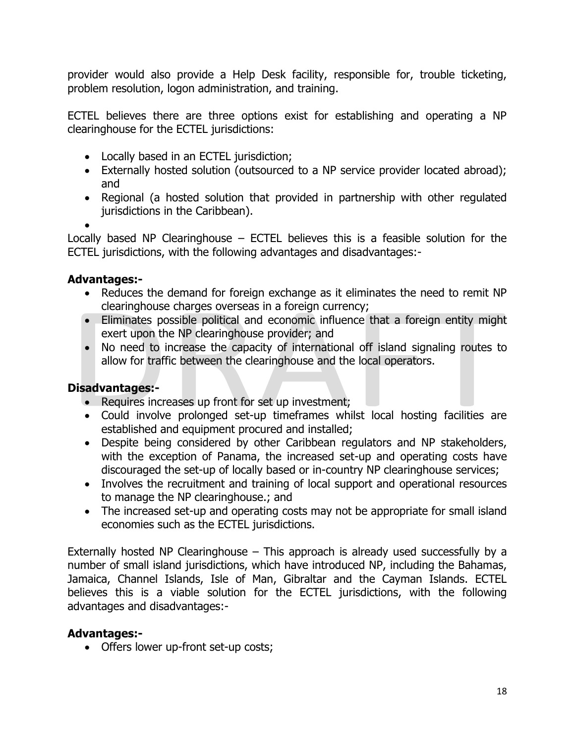provider would also provide a Help Desk facility, responsible for, trouble ticketing, problem resolution, logon administration, and training.

ECTEL believes there are three options exist for establishing and operating a NP clearinghouse for the ECTEL jurisdictions:

- Locally based in an ECTEL jurisdiction;
- Externally hosted solution (outsourced to a NP service provider located abroad); and
- Regional (a hosted solution that provided in partnership with other regulated jurisdictions in the Caribbean).

Locally based NP Clearinghouse – ECTEL believes this is a feasible solution for the ECTEL jurisdictions, with the following advantages and disadvantages:-

**Advantages:-**

- Reduces the demand for foreign exchange as it eliminates the need to remit NP clearinghouse charges overseas in a foreign currency;
- Eliminates possible political and economic influence that a foreign entity might exert upon the NP clearinghouse provider; and
- No need to increase the capacity of international off island signaling routes to allow for traffic between the clearinghouse and the local operators.

**Disadvantages:-**

- Requires increases up front for set up investment;
- Could involve prolonged set-up timeframes whilst local hosting facilities are established and equipment procured and installed;
- Despite being considered by other Caribbean regulators and NP stakeholders, with the exception of Panama, the increased set-up and operating costs have discouraged the set-up of locally based or in-country NP clearinghouse services;
- Involves the recruitment and training of local support and operational resources to manage the NP clearinghouse.; and
- The increased set-up and operating costs may not be appropriate for small island economies such as the ECTEL jurisdictions.

Externally hosted NP Clearinghouse – This approach is already used successfully by a number of small island jurisdictions, which have introduced NP, including the Bahamas, Jamaica, Channel Islands, Isle of Man, Gibraltar and the Cayman Islands. ECTEL believes this is a viable solution for the ECTEL jurisdictions, with the following advantages and disadvantages:-

**Advantages:-**

- Offers lower up-front set-up costs;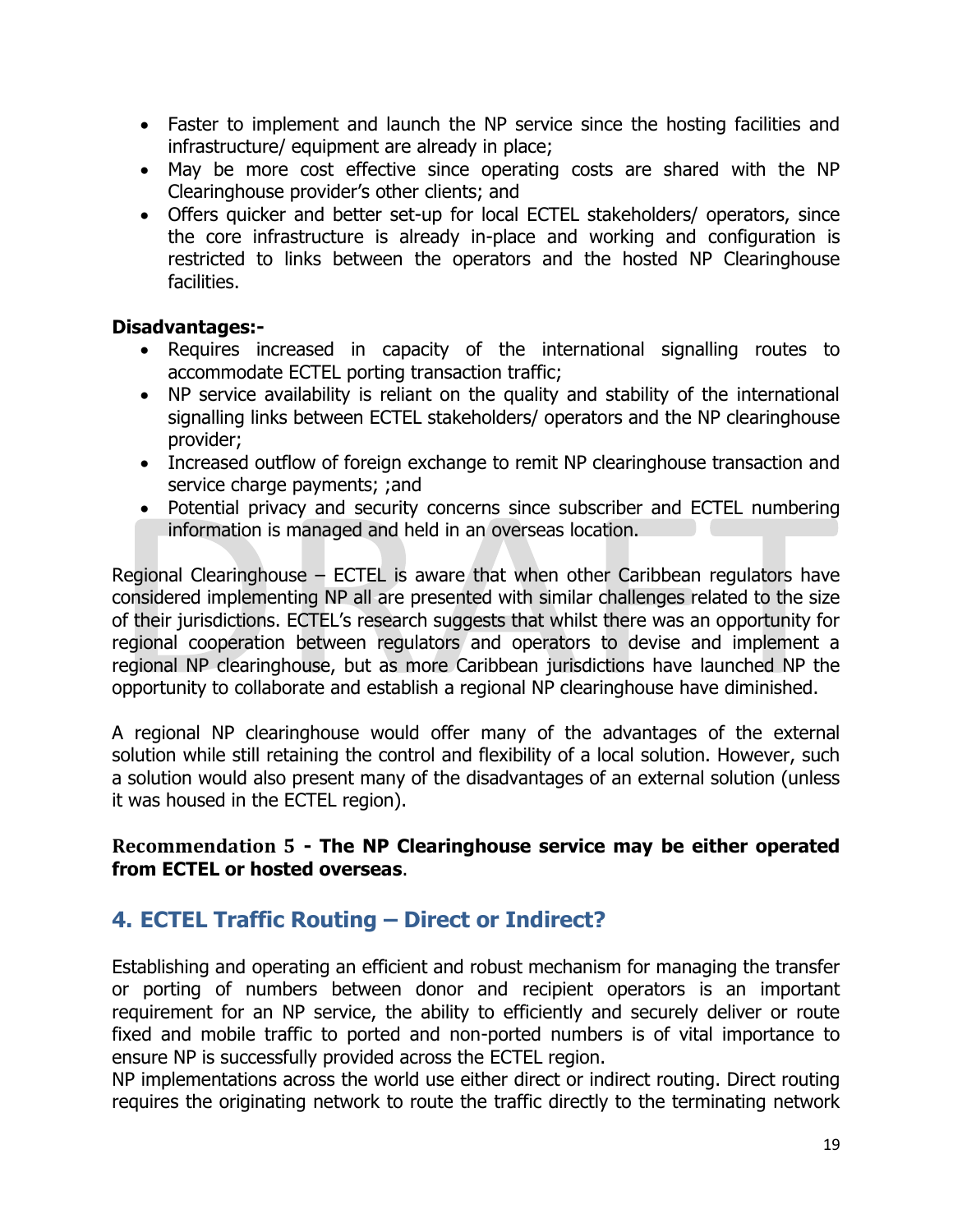- Faster to implement and launch the NP service since the hosting facilities and infrastructure/ equipment are already in place;
- May be more cost effective since operating costs are shared with the NP Clearinghouse provider's other clients; and
- Offers quicker and better set-up for local ECTEL stakeholders/ operators, since the core infrastructure is already in-place and working and configuration is restricted to links between the operators and the hosted NP Clearinghouse facilities.

**Disadvantages:-**

- Requires increased in capacity of the international signalling routes to accommodate ECTEL porting transaction traffic;
- NP service availability is reliant on the quality and stability of the international signalling links between ECTEL stakeholders/ operators and the NP clearinghouse provider;
- Increased outflow of foreign exchange to remit NP clearinghouse transaction and service charge payments; ;and
- Potential privacy and security concerns since subscriber and ECTEL numbering information is managed and held in an overseas location.

Regional Clearinghouse – ECTEL is aware that when other Caribbean regulators have considered implementing NP all are presented with similar challenges related to the size of their jurisdictions. ECTEL's research suggests that whilst there was an opportunity for regional cooperation between regulators and operators to devise and implement a regional NP clearinghouse, but as more Caribbean jurisdictions have launched NP the opportunity to collaborate and establish a regional NP clearinghouse have diminished.

A regional NP clearinghouse would offer many of the advantages of the external solution while still retaining the control and flexibility of a local solution. However, such a solution would also present many of the disadvantages of an external solution (unless it was housed in the ECTEL region).

**Recommendation 5 - The NP Clearinghouse service may be either operated from ECTEL or hosted overseas**.

## 4. ECTEL Traffic Routing – Direct or Indirect?

Establishing and operating an efficient and robust mechanism for managing the transfer or porting of numbers between donor and recipient operators is an important requirement for an NP service, the ability to efficiently and securely deliver or route fixed and mobile traffic to ported and non-ported numbers is of vital importance to ensure NP is successfully provided across the ECTEL region.
NP implementations across the world use either direct or indirect routing. Direct routing requires the originating network to route the traffic directly to the terminating network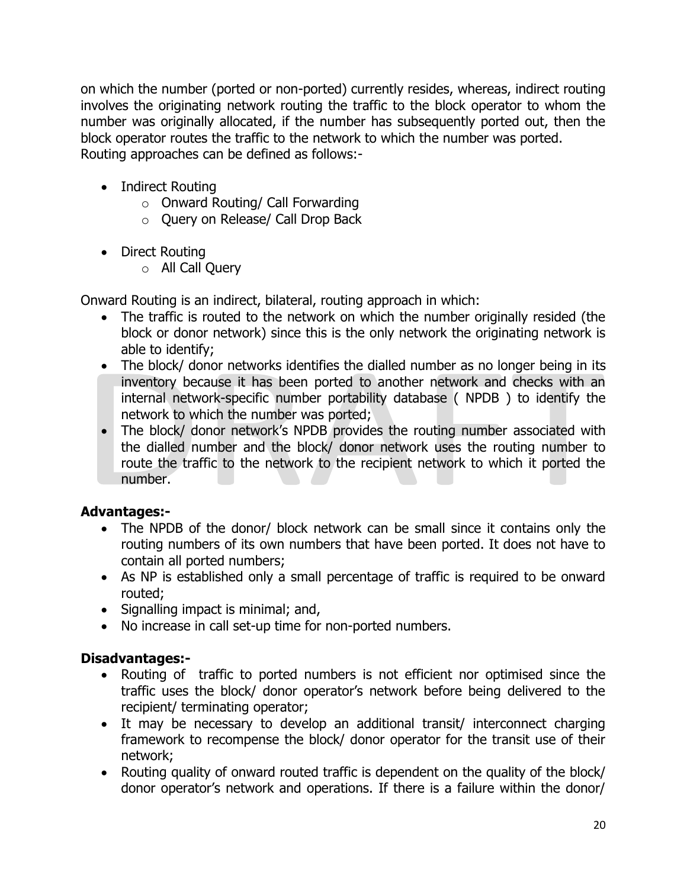on which the number (ported or non-ported) currently resides, whereas, indirect routing involves the originating network routing the traffic to the block operator to whom the number was originally allocated, if the number has subsequently ported out, then the block operator routes the traffic to the network to which the number was ported.
Routing approaches can be defined as follows:-

- Indirect Routing
  - Onward Routing/ Call Forwarding
  - Query on Release/ Call Drop Back

- Direct Routing
  - All Call Query

Onward Routing is an indirect, bilateral, routing approach in which:

- The traffic is routed to the network on which the number originally resided (the block or donor network) since this is the only network the originating network is able to identify;
- The block/ donor networks identifies the dialled number as no longer being in its inventory because it has been ported to another network and checks with an internal network-specific number portability database ( NPDB ) to identify the network to which the number was ported;
- The block/ donor network's NPDB provides the routing number associated with the dialled number and the block/ donor network uses the routing number to route the traffic to the network to the recipient network to which it ported the number.

**Advantages:-**

- The NPDB of the donor/ block network can be small since it contains only the routing numbers of its own numbers that have been ported. It does not have to contain all ported numbers;
- As NP is established only a small percentage of traffic is required to be onward routed;
- Signalling impact is minimal; and,
- No increase in call set-up time for non-ported numbers.

**Disadvantages:-**

- Routing of traffic to ported numbers is not efficient nor optimised since the traffic uses the block/ donor operator's network before being delivered to the recipient/ terminating operator;
- It may be necessary to develop an additional transit/ interconnect charging framework to recompense the block/ donor operator for the transit use of their network;
- Routing quality of onward routed traffic is dependent on the quality of the block/ donor operator's network and operations. If there is a failure within the donor/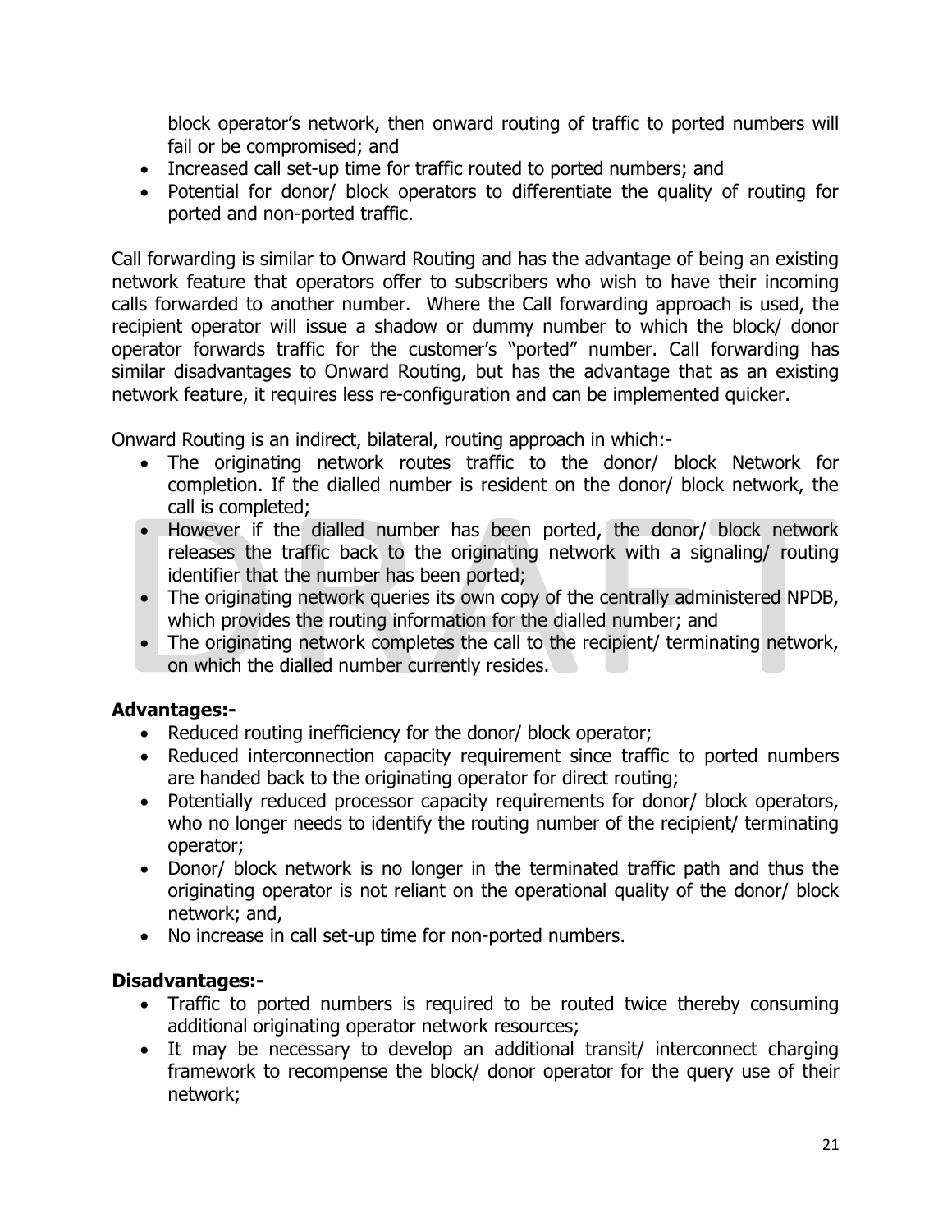block operator's network, then onward routing of traffic to ported numbers will fail or be compromised; and

- Increased call set-up time for traffic routed to ported numbers; and
- Potential for donor/ block operators to differentiate the quality of routing for ported and non-ported traffic.

Call forwarding is similar to Onward Routing and has the advantage of being an existing network feature that operators offer to subscribers who wish to have their incoming calls forwarded to another number. Where the Call forwarding approach is used, the recipient operator will issue a shadow or dummy number to which the block/ donor operator forwards traffic for the customer's "ported" number. Call forwarding has similar disadvantages to Onward Routing, but has the advantage that as an existing network feature, it requires less re-configuration and can be implemented quicker.

Onward Routing is an indirect, bilateral, routing approach in which:-

- The originating network routes traffic to the donor/ block Network for completion. If the dialled number is resident on the donor/ block network, the call is completed;
- However if the dialled number has been ported, the donor/ block network releases the traffic back to the originating network with a signaling/ routing identifier that the number has been ported;
- The originating network queries its own copy of the centrally administered NPDB, which provides the routing information for the dialled number; and
- The originating network completes the call to the recipient/ terminating network, on which the dialled number currently resides.

**Advantages:-**

- Reduced routing inefficiency for the donor/ block operator;
- Reduced interconnection capacity requirement since traffic to ported numbers are handed back to the originating operator for direct routing;
- Potentially reduced processor capacity requirements for donor/ block operators, who no longer needs to identify the routing number of the recipient/ terminating operator;
- Donor/ block network is no longer in the terminated traffic path and thus the originating operator is not reliant on the operational quality of the donor/ block network; and,
- No increase in call set-up time for non-ported numbers.

**Disadvantages:-**

- Traffic to ported numbers is required to be routed twice thereby consuming additional originating operator network resources;
- It may be necessary to develop an additional transit/ interconnect charging framework to recompense the block/ donor operator for the query use of their network;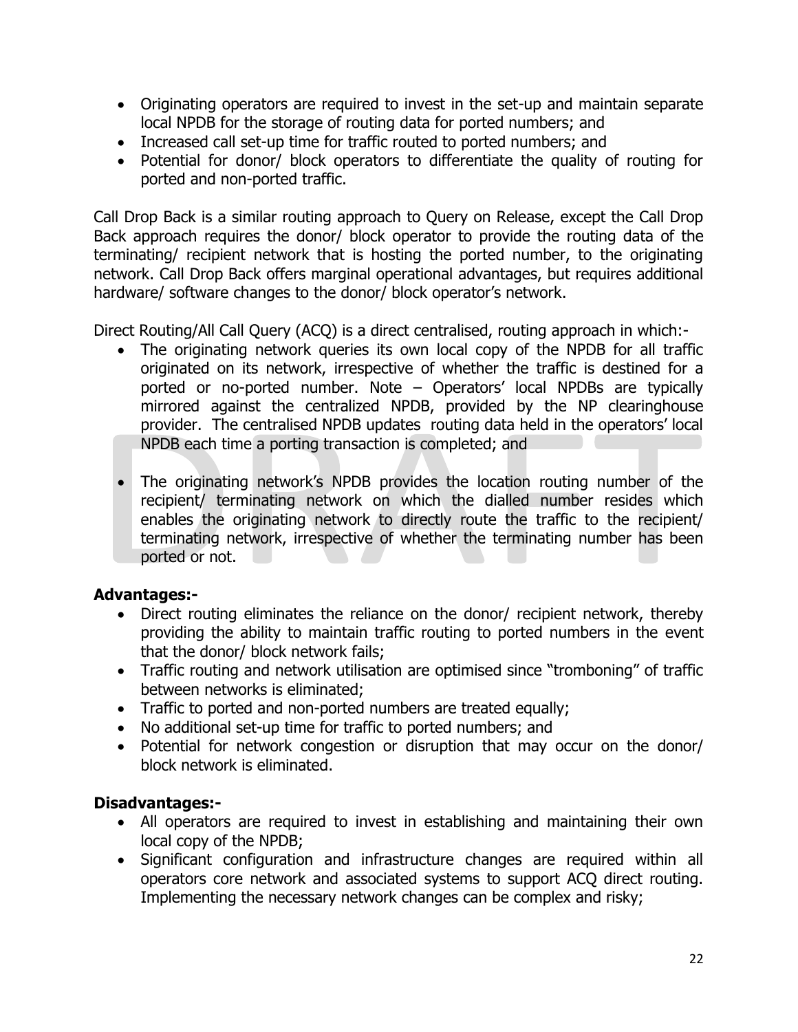- Originating operators are required to invest in the set-up and maintain separate local NPDB for the storage of routing data for ported numbers; and
- Increased call set-up time for traffic routed to ported numbers; and
- Potential for donor/ block operators to differentiate the quality of routing for ported and non-ported traffic.

Call Drop Back is a similar routing approach to Query on Release, except the Call Drop Back approach requires the donor/ block operator to provide the routing data of the terminating/ recipient network that is hosting the ported number, to the originating network. Call Drop Back offers marginal operational advantages, but requires additional hardware/ software changes to the donor/ block operator's network.

Direct Routing/All Call Query (ACQ) is a direct centralised, routing approach in which:-

- The originating network queries its own local copy of the NPDB for all traffic originated on its network, irrespective of whether the traffic is destined for a ported or no-ported number. Note – Operators' local NPDBs are typically mirrored against the centralized NPDB, provided by the NP clearinghouse provider. The centralised NPDB updates routing data held in the operators' local NPDB each time a porting transaction is completed; and

- The originating network's NPDB provides the location routing number of the recipient/ terminating network on which the dialled number resides which enables the originating network to directly route the traffic to the recipient/ terminating network, irrespective of whether the terminating number has been ported or not.

**Advantages:-**

- Direct routing eliminates the reliance on the donor/ recipient network, thereby providing the ability to maintain traffic routing to ported numbers in the event that the donor/ block network fails;
- Traffic routing and network utilisation are optimised since "tromboning" of traffic between networks is eliminated;
- Traffic to ported and non-ported numbers are treated equally;
- No additional set-up time for traffic to ported numbers; and
- Potential for network congestion or disruption that may occur on the donor/ block network is eliminated.

**Disadvantages:-**

- All operators are required to invest in establishing and maintaining their own local copy of the NPDB;
- Significant configuration and infrastructure changes are required within all operators core network and associated systems to support ACQ direct routing. Implementing the necessary network changes can be complex and risky;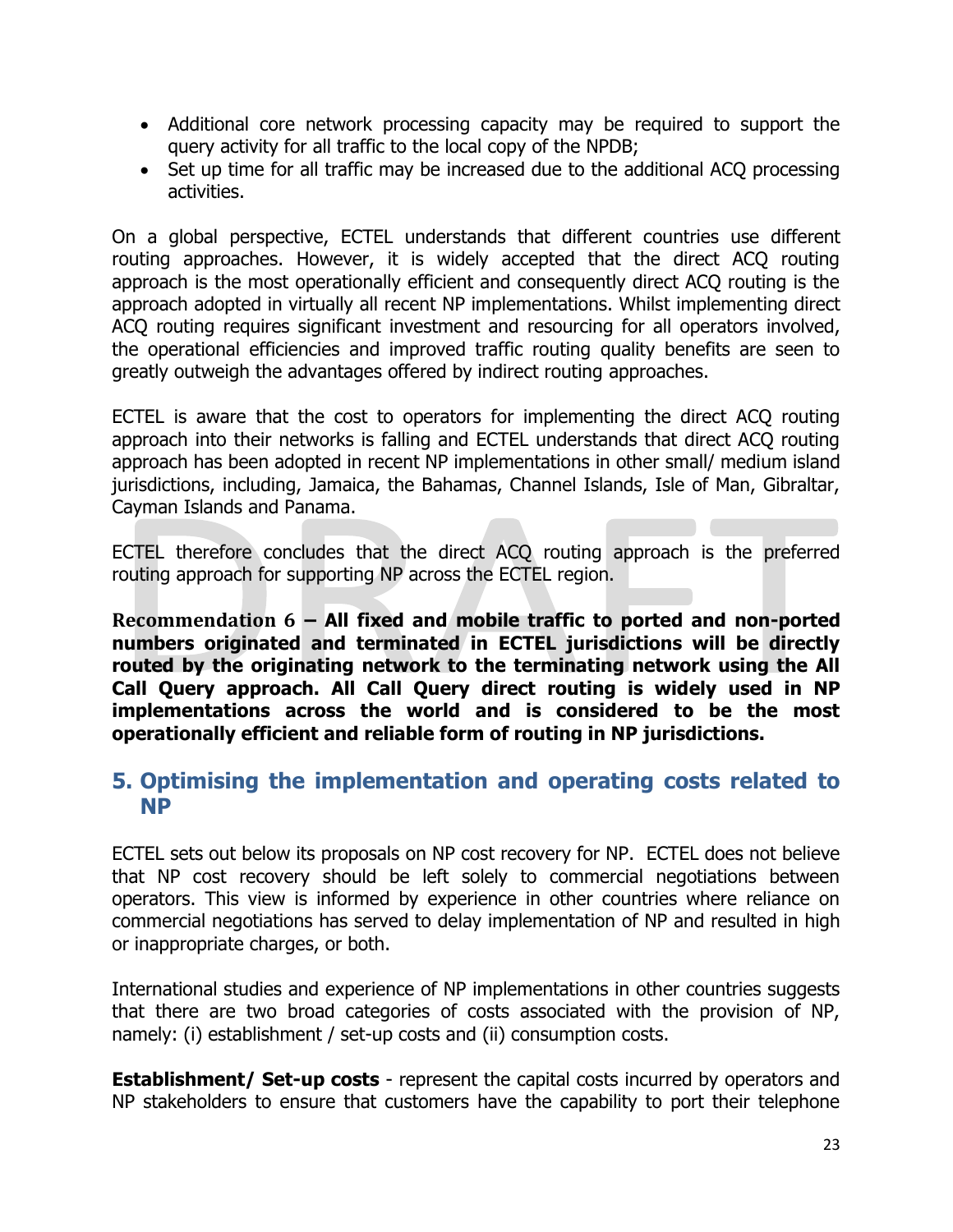- Additional core network processing capacity may be required to support the query activity for all traffic to the local copy of the NPDB;
- Set up time for all traffic may be increased due to the additional ACQ processing activities.

On a global perspective, ECTEL understands that different countries use different routing approaches. However, it is widely accepted that the direct ACQ routing approach is the most operationally efficient and consequently direct ACQ routing is the approach adopted in virtually all recent NP implementations. Whilst implementing direct ACQ routing requires significant investment and resourcing for all operators involved, the operational efficiencies and improved traffic routing quality benefits are seen to greatly outweigh the advantages offered by indirect routing approaches.

ECTEL is aware that the cost to operators for implementing the direct ACQ routing approach into their networks is falling and ECTEL understands that direct ACQ routing approach has been adopted in recent NP implementations in other small/ medium island jurisdictions, including, Jamaica, the Bahamas, Channel Islands, Isle of Man, Gibraltar, Cayman Islands and Panama.

ECTEL therefore concludes that the direct ACQ routing approach is the preferred routing approach for supporting NP across the ECTEL region.

**Recommendation 6 – All fixed and mobile traffic to ported and non-ported numbers originated and terminated in ECTEL jurisdictions will be directly routed by the originating network to the terminating network using the All Call Query approach. All Call Query direct routing is widely used in NP implementations across the world and is considered to be the most operationally efficient and reliable form of routing in NP jurisdictions.**

## 5. Optimising the implementation and operating costs related to NP

ECTEL sets out below its proposals on NP cost recovery for NP. ECTEL does not believe that NP cost recovery should be left solely to commercial negotiations between operators. This view is informed by experience in other countries where reliance on commercial negotiations has served to delay implementation of NP and resulted in high or inappropriate charges, or both.

International studies and experience of NP implementations in other countries suggests that there are two broad categories of costs associated with the provision of NP, namely: (i) establishment / set-up costs and (ii) consumption costs.

**Establishment/ Set-up costs** - represent the capital costs incurred by operators and NP stakeholders to ensure that customers have the capability to port their telephone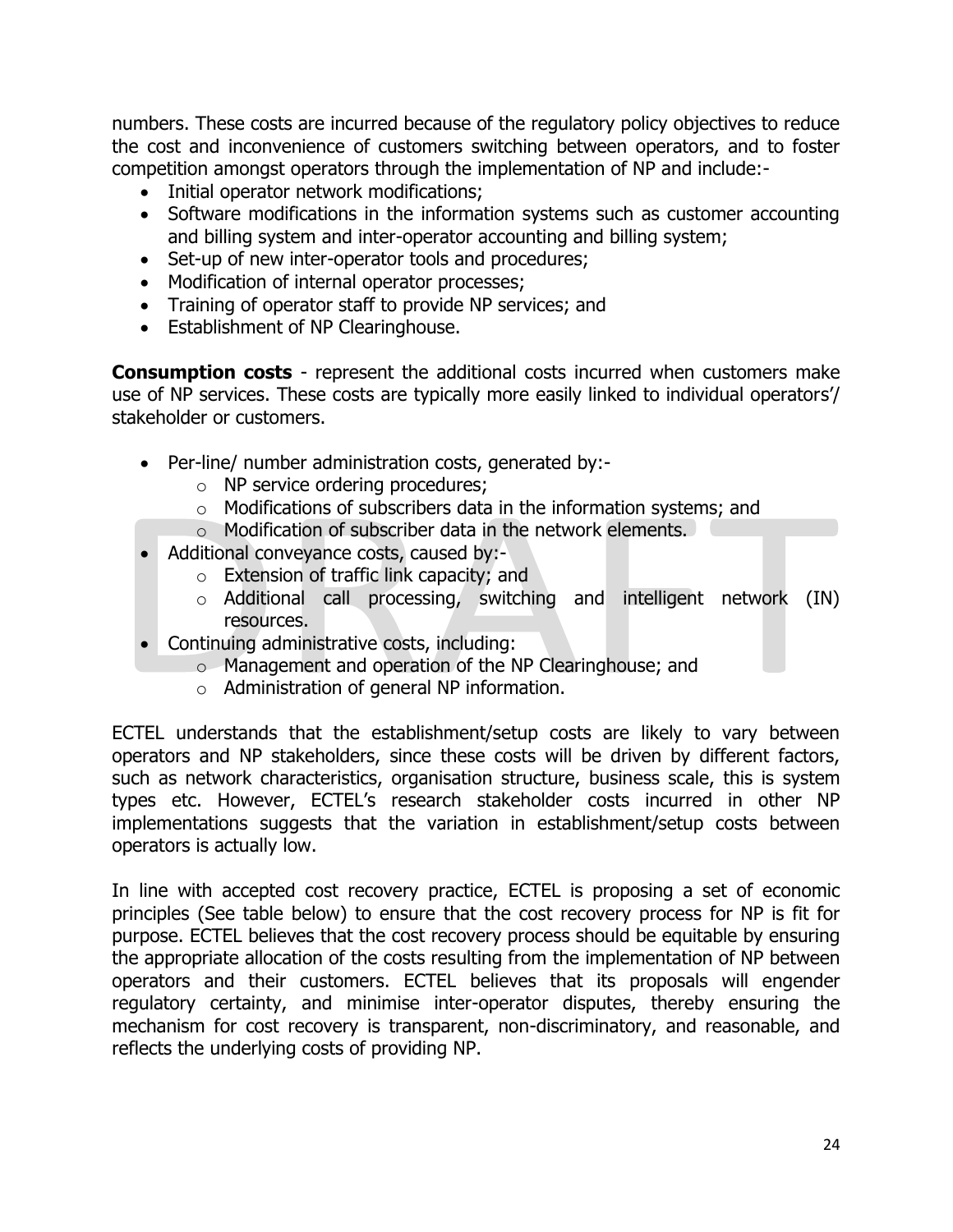numbers. These costs are incurred because of the regulatory policy objectives to reduce the cost and inconvenience of customers switching between operators, and to foster competition amongst operators through the implementation of NP and include:-

- Initial operator network modifications;
- Software modifications in the information systems such as customer accounting and billing system and inter-operator accounting and billing system;
- Set-up of new inter-operator tools and procedures;
- Modification of internal operator processes;
- Training of operator staff to provide NP services; and
- Establishment of NP Clearinghouse.

**Consumption costs** - represent the additional costs incurred when customers make use of NP services. These costs are typically more easily linked to individual operators'/ stakeholder or customers.

- Per-line/ number administration costs, generated by:-
  - NP service ordering procedures;
  - Modifications of subscribers data in the information systems; and
  - Modification of subscriber data in the network elements.
- Additional conveyance costs, caused by:-
  - Extension of traffic link capacity; and
  - Additional call processing, switching and intelligent network (IN) resources.
- Continuing administrative costs, including:
  - Management and operation of the NP Clearinghouse; and
  - Administration of general NP information.

ECTEL understands that the establishment/setup costs are likely to vary between operators and NP stakeholders, since these costs will be driven by different factors, such as network characteristics, organisation structure, business scale, this is system types etc. However, ECTEL's research stakeholder costs incurred in other NP implementations suggests that the variation in establishment/setup costs between operators is actually low.

In line with accepted cost recovery practice, ECTEL is proposing a set of economic principles (See table below) to ensure that the cost recovery process for NP is fit for purpose. ECTEL believes that the cost recovery process should be equitable by ensuring the appropriate allocation of the costs resulting from the implementation of NP between operators and their customers. ECTEL believes that its proposals will engender regulatory certainty, and minimise inter-operator disputes, thereby ensuring the mechanism for cost recovery is transparent, non-discriminatory, and reasonable, and reflects the underlying costs of providing NP.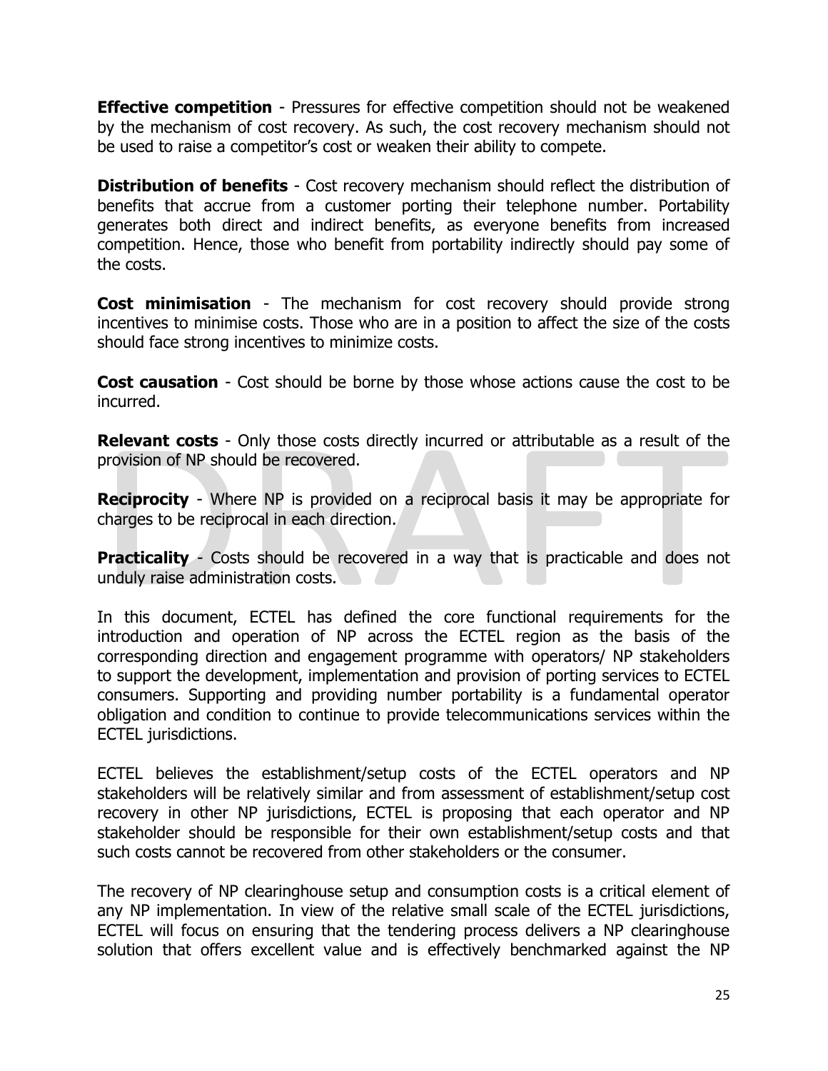**Effective competition** - Pressures for effective competition should not be weakened by the mechanism of cost recovery. As such, the cost recovery mechanism should not be used to raise a competitor's cost or weaken their ability to compete.

**Distribution of benefits** - Cost recovery mechanism should reflect the distribution of benefits that accrue from a customer porting their telephone number. Portability generates both direct and indirect benefits, as everyone benefits from increased competition. Hence, those who benefit from portability indirectly should pay some of the costs.

**Cost minimisation** - The mechanism for cost recovery should provide strong incentives to minimise costs. Those who are in a position to affect the size of the costs should face strong incentives to minimize costs.

**Cost causation** - Cost should be borne by those whose actions cause the cost to be incurred.

**Relevant costs** - Only those costs directly incurred or attributable as a result of the provision of NP should be recovered.

**Reciprocity** - Where NP is provided on a reciprocal basis it may be appropriate for charges to be reciprocal in each direction.

**Practicality** - Costs should be recovered in a way that is practicable and does not unduly raise administration costs.

In this document, ECTEL has defined the core functional requirements for the introduction and operation of NP across the ECTEL region as the basis of the corresponding direction and engagement programme with operators/ NP stakeholders to support the development, implementation and provision of porting services to ECTEL consumers. Supporting and providing number portability is a fundamental operator obligation and condition to continue to provide telecommunications services within the ECTEL jurisdictions.

ECTEL believes the establishment/setup costs of the ECTEL operators and NP stakeholders will be relatively similar and from assessment of establishment/setup cost recovery in other NP jurisdictions, ECTEL is proposing that each operator and NP stakeholder should be responsible for their own establishment/setup costs and that such costs cannot be recovered from other stakeholders or the consumer.

The recovery of NP clearinghouse setup and consumption costs is a critical element of any NP implementation. In view of the relative small scale of the ECTEL jurisdictions, ECTEL will focus on ensuring that the tendering process delivers a NP clearinghouse solution that offers excellent value and is effectively benchmarked against the NP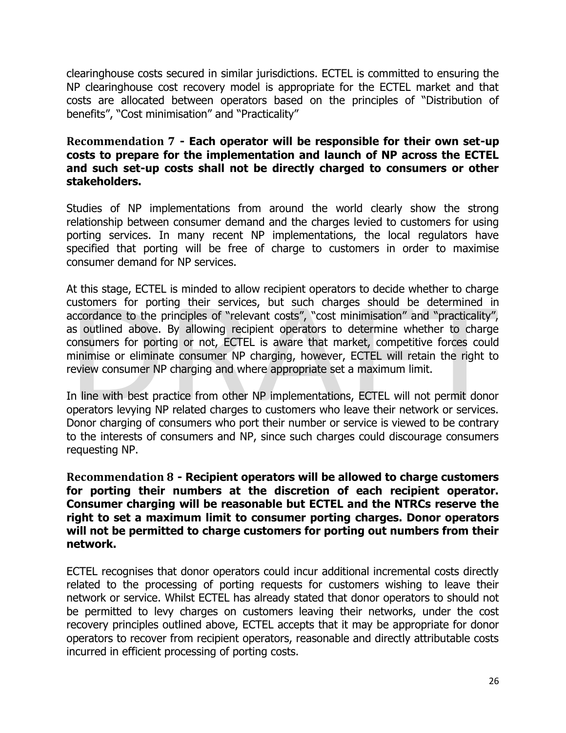clearinghouse costs secured in similar jurisdictions. ECTEL is committed to ensuring the NP clearinghouse cost recovery model is appropriate for the ECTEL market and that costs are allocated between operators based on the principles of "Distribution of benefits", "Cost minimisation" and "Practicality"

**Recommendation 7 - Each operator will be responsible for their own set-up costs to prepare for the implementation and launch of NP across the ECTEL and such set-up costs shall not be directly charged to consumers or other stakeholders.**

Studies of NP implementations from around the world clearly show the strong relationship between consumer demand and the charges levied to customers for using porting services. In many recent NP implementations, the local regulators have specified that porting will be free of charge to customers in order to maximise consumer demand for NP services.

At this stage, ECTEL is minded to allow recipient operators to decide whether to charge customers for porting their services, but such charges should be determined in accordance to the principles of "relevant costs", "cost minimisation" and "practicality", as outlined above. By allowing recipient operators to determine whether to charge consumers for porting or not, ECTEL is aware that market, competitive forces could minimise or eliminate consumer NP charging, however, ECTEL will retain the right to review consumer NP charging and where appropriate set a maximum limit.

In line with best practice from other NP implementations, ECTEL will not permit donor operators levying NP related charges to customers who leave their network or services. Donor charging of consumers who port their number or service is viewed to be contrary to the interests of consumers and NP, since such charges could discourage consumers requesting NP.

**Recommendation 8 - Recipient operators will be allowed to charge customers for porting their numbers at the discretion of each recipient operator. Consumer charging will be reasonable but ECTEL and the NTRCs reserve the right to set a maximum limit to consumer porting charges. Donor operators will not be permitted to charge customers for porting out numbers from their network.**

ECTEL recognises that donor operators could incur additional incremental costs directly related to the processing of porting requests for customers wishing to leave their network or service. Whilst ECTEL has already stated that donor operators to should not be permitted to levy charges on customers leaving their networks, under the cost recovery principles outlined above, ECTEL accepts that it may be appropriate for donor operators to recover from recipient operators, reasonable and directly attributable costs incurred in efficient processing of porting costs.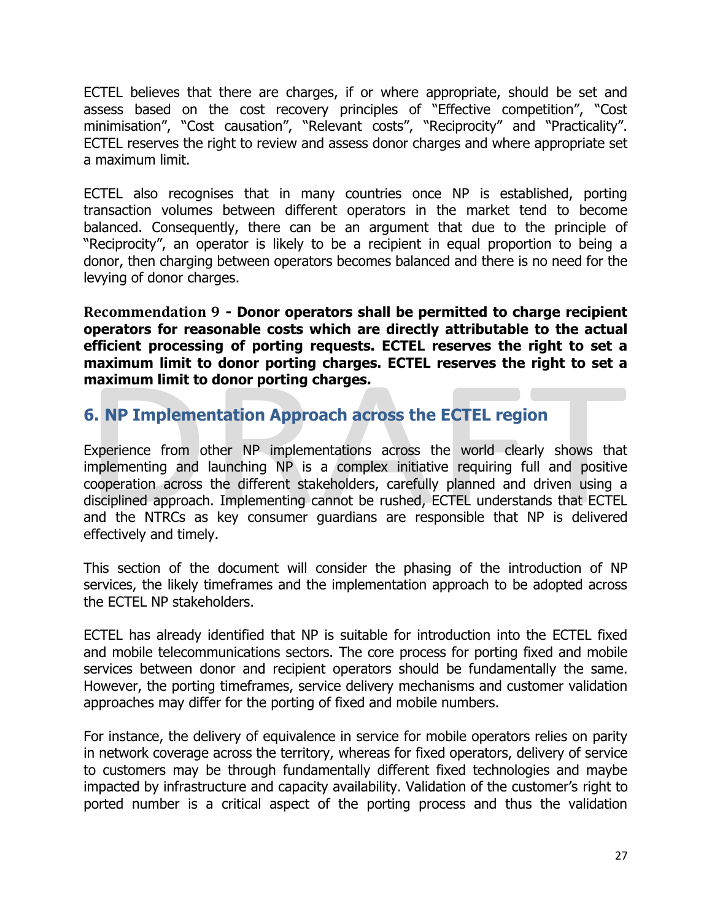ECTEL believes that there are charges, if or where appropriate, should be set and assess based on the cost recovery principles of "Effective competition", "Cost minimisation", "Cost causation", "Relevant costs", "Reciprocity" and "Practicality". ECTEL reserves the right to review and assess donor charges and where appropriate set a maximum limit.

ECTEL also recognises that in many countries once NP is established, porting transaction volumes between different operators in the market tend to become balanced. Consequently, there can be an argument that due to the principle of "Reciprocity", an operator is likely to be a recipient in equal proportion to being a donor, then charging between operators becomes balanced and there is no need for the levying of donor charges.

**Recommendation 9 - Donor operators shall be permitted to charge recipient operators for reasonable costs which are directly attributable to the actual efficient processing of porting requests. ECTEL reserves the right to set a maximum limit to donor porting charges. ECTEL reserves the right to set a maximum limit to donor porting charges.**

## 6. NP Implementation Approach across the ECTEL region

Experience from other NP implementations across the world clearly shows that implementing and launching NP is a complex initiative requiring full and positive cooperation across the different stakeholders, carefully planned and driven using a disciplined approach. Implementing cannot be rushed, ECTEL understands that ECTEL and the NTRCs as key consumer guardians are responsible that NP is delivered effectively and timely.

This section of the document will consider the phasing of the introduction of NP services, the likely timeframes and the implementation approach to be adopted across the ECTEL NP stakeholders.

ECTEL has already identified that NP is suitable for introduction into the ECTEL fixed and mobile telecommunications sectors. The core process for porting fixed and mobile services between donor and recipient operators should be fundamentally the same. However, the porting timeframes, service delivery mechanisms and customer validation approaches may differ for the porting of fixed and mobile numbers.

For instance, the delivery of equivalence in service for mobile operators relies on parity in network coverage across the territory, whereas for fixed operators, delivery of service to customers may be through fundamentally different fixed technologies and maybe impacted by infrastructure and capacity availability. Validation of the customer's right to ported number is a critical aspect of the porting process and thus the validation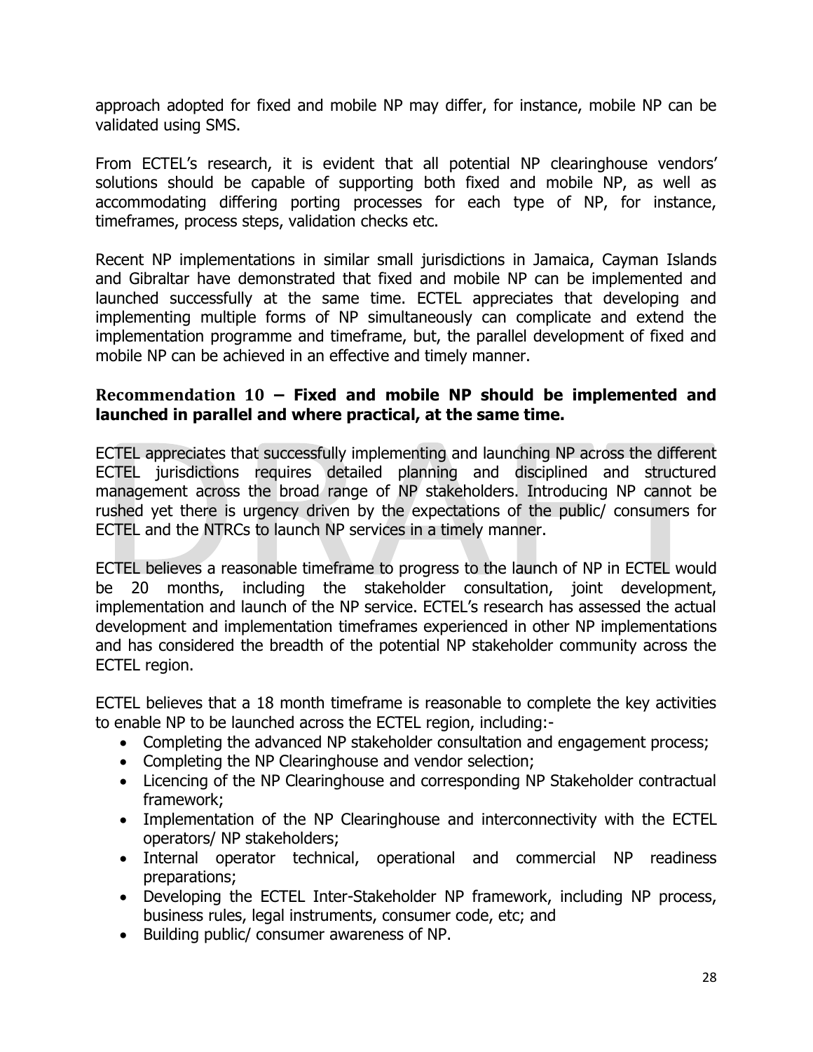approach adopted for fixed and mobile NP may differ, for instance, mobile NP can be validated using SMS.

From ECTEL's research, it is evident that all potential NP clearinghouse vendors' solutions should be capable of supporting both fixed and mobile NP, as well as accommodating differing porting processes for each type of NP, for instance, timeframes, process steps, validation checks etc.

Recent NP implementations in similar small jurisdictions in Jamaica, Cayman Islands and Gibraltar have demonstrated that fixed and mobile NP can be implemented and launched successfully at the same time. ECTEL appreciates that developing and implementing multiple forms of NP simultaneously can complicate and extend the implementation programme and timeframe, but, the parallel development of fixed and mobile NP can be achieved in an effective and timely manner.

### Recommendation 10 – **Fixed and mobile NP should be implemented and launched in parallel and where practical, at the same time.**

ECTEL appreciates that successfully implementing and launching NP across the different ECTEL jurisdictions requires detailed planning and disciplined and structured management across the broad range of NP stakeholders. Introducing NP cannot be rushed yet there is urgency driven by the expectations of the public/ consumers for ECTEL and the NTRCs to launch NP services in a timely manner.

ECTEL believes a reasonable timeframe to progress to the launch of NP in ECTEL would be 20 months, including the stakeholder consultation, joint development, implementation and launch of the NP service. ECTEL's research has assessed the actual development and implementation timeframes experienced in other NP implementations and has considered the breadth of the potential NP stakeholder community across the ECTEL region.

ECTEL believes that a 18 month timeframe is reasonable to complete the key activities to enable NP to be launched across the ECTEL region, including:-

- Completing the advanced NP stakeholder consultation and engagement process;
- Completing the NP Clearinghouse and vendor selection;
- Licencing of the NP Clearinghouse and corresponding NP Stakeholder contractual framework;
- Implementation of the NP Clearinghouse and interconnectivity with the ECTEL operators/ NP stakeholders;
- Internal operator technical, operational and commercial NP readiness preparations;
- Developing the ECTEL Inter-Stakeholder NP framework, including NP process, business rules, legal instruments, consumer code, etc; and
- Building public/ consumer awareness of NP.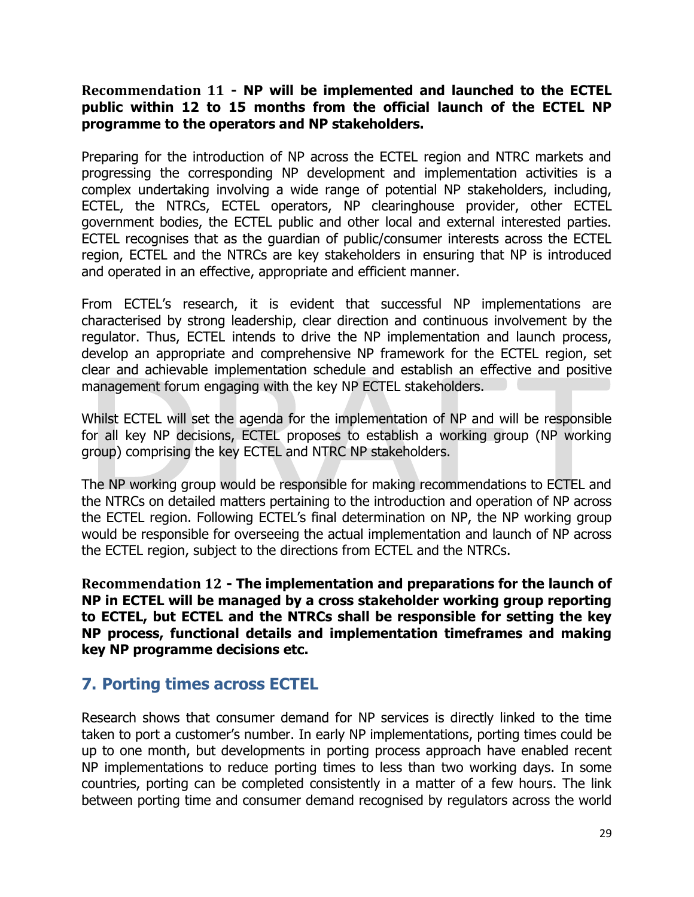**Recommendation 11 - NP will be implemented and launched to the ECTEL public within 12 to 15 months from the official launch of the ECTEL NP programme to the operators and NP stakeholders.**

Preparing for the introduction of NP across the ECTEL region and NTRC markets and progressing the corresponding NP development and implementation activities is a complex undertaking involving a wide range of potential NP stakeholders, including, ECTEL, the NTRCs, ECTEL operators, NP clearinghouse provider, other ECTEL government bodies, the ECTEL public and other local and external interested parties. ECTEL recognises that as the guardian of public/consumer interests across the ECTEL region, ECTEL and the NTRCs are key stakeholders in ensuring that NP is introduced and operated in an effective, appropriate and efficient manner.

From ECTEL's research, it is evident that successful NP implementations are characterised by strong leadership, clear direction and continuous involvement by the regulator. Thus, ECTEL intends to drive the NP implementation and launch process, develop an appropriate and comprehensive NP framework for the ECTEL region, set clear and achievable implementation schedule and establish an effective and positive management forum engaging with the key NP ECTEL stakeholders.

Whilst ECTEL will set the agenda for the implementation of NP and will be responsible for all key NP decisions, ECTEL proposes to establish a working group (NP working group) comprising the key ECTEL and NTRC NP stakeholders.

The NP working group would be responsible for making recommendations to ECTEL and the NTRCs on detailed matters pertaining to the introduction and operation of NP across the ECTEL region. Following ECTEL's final determination on NP, the NP working group would be responsible for overseeing the actual implementation and launch of NP across the ECTEL region, subject to the directions from ECTEL and the NTRCs.

**Recommendation 12 - The implementation and preparations for the launch of NP in ECTEL will be managed by a cross stakeholder working group reporting to ECTEL, but ECTEL and the NTRCs shall be responsible for setting the key NP process, functional details and implementation timeframes and making key NP programme decisions etc.**

## 7. Porting times across ECTEL

Research shows that consumer demand for NP services is directly linked to the time taken to port a customer's number. In early NP implementations, porting times could be up to one month, but developments in porting process approach have enabled recent NP implementations to reduce porting times to less than two working days. In some countries, porting can be completed consistently in a matter of a few hours. The link between porting time and consumer demand recognised by regulators across the world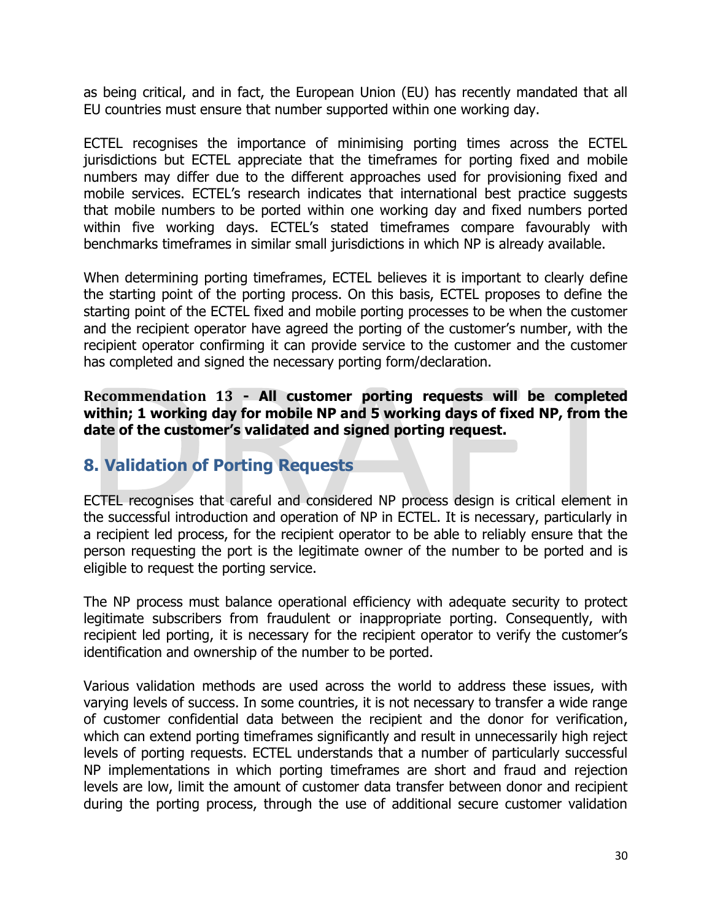as being critical, and in fact, the European Union (EU) has recently mandated that all EU countries must ensure that number supported within one working day.

ECTEL recognises the importance of minimising porting times across the ECTEL jurisdictions but ECTEL appreciate that the timeframes for porting fixed and mobile numbers may differ due to the different approaches used for provisioning fixed and mobile services. ECTEL's research indicates that international best practice suggests that mobile numbers to be ported within one working day and fixed numbers ported within five working days. ECTEL's stated timeframes compare favourably with benchmarks timeframes in similar small jurisdictions in which NP is already available.

When determining porting timeframes, ECTEL believes it is important to clearly define the starting point of the porting process. On this basis, ECTEL proposes to define the starting point of the ECTEL fixed and mobile porting processes to be when the customer and the recipient operator have agreed the porting of the customer's number, with the recipient operator confirming it can provide service to the customer and the customer has completed and signed the necessary porting form/declaration.

**Recommendation 13 - All customer porting requests will be completed within; 1 working day for mobile NP and 5 working days of fixed NP, from the date of the customer's validated and signed porting request.**

## 8. Validation of Porting Requests

ECTEL recognises that careful and considered NP process design is critical element in the successful introduction and operation of NP in ECTEL. It is necessary, particularly in a recipient led process, for the recipient operator to be able to reliably ensure that the person requesting the port is the legitimate owner of the number to be ported and is eligible to request the porting service.

The NP process must balance operational efficiency with adequate security to protect legitimate subscribers from fraudulent or inappropriate porting. Consequently, with recipient led porting, it is necessary for the recipient operator to verify the customer's identification and ownership of the number to be ported.

Various validation methods are used across the world to address these issues, with varying levels of success. In some countries, it is not necessary to transfer a wide range of customer confidential data between the recipient and the donor for verification, which can extend porting timeframes significantly and result in unnecessarily high reject levels of porting requests. ECTEL understands that a number of particularly successful NP implementations in which porting timeframes are short and fraud and rejection levels are low, limit the amount of customer data transfer between donor and recipient during the porting process, through the use of additional secure customer validation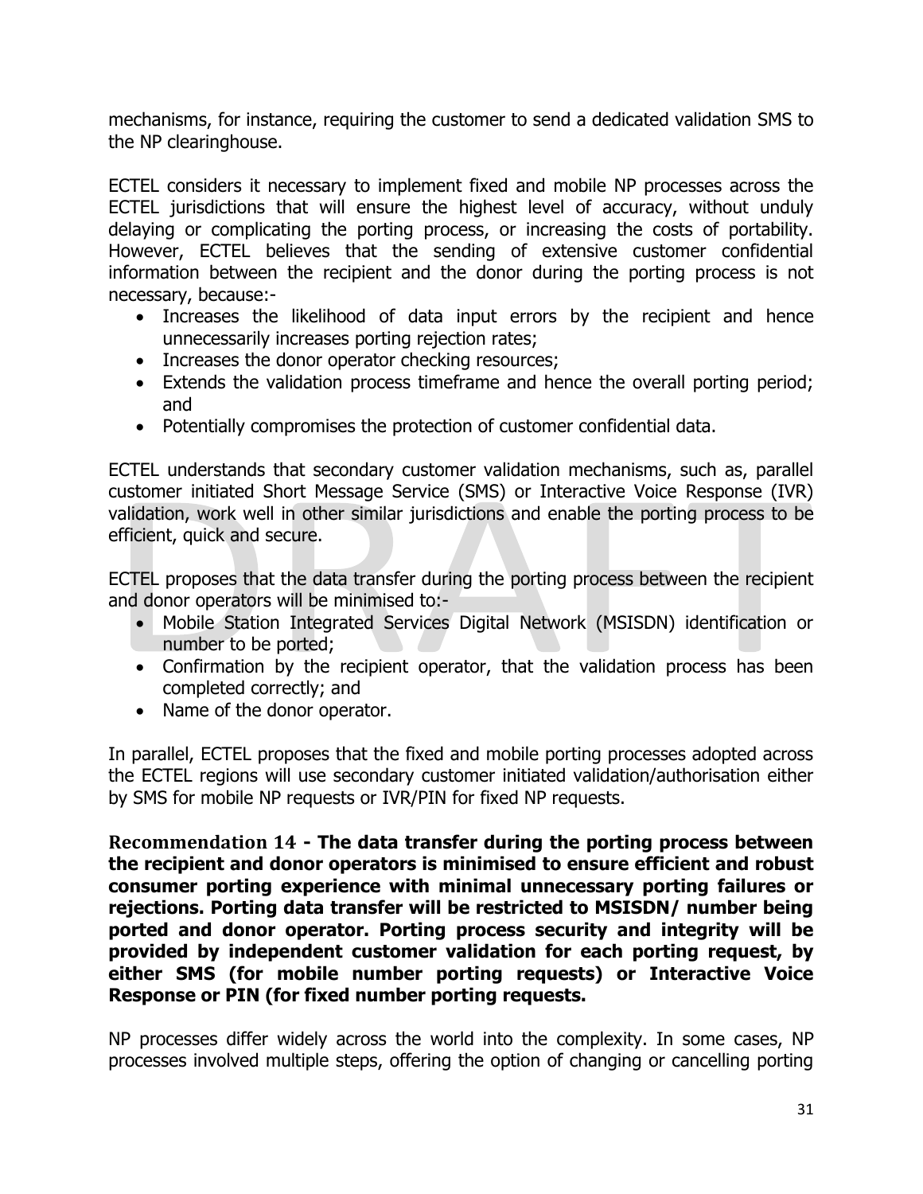mechanisms, for instance, requiring the customer to send a dedicated validation SMS to the NP clearinghouse.

ECTEL considers it necessary to implement fixed and mobile NP processes across the ECTEL jurisdictions that will ensure the highest level of accuracy, without unduly delaying or complicating the porting process, or increasing the costs of portability. However, ECTEL believes that the sending of extensive customer confidential information between the recipient and the donor during the porting process is not necessary, because:-

- Increases the likelihood of data input errors by the recipient and hence unnecessarily increases porting rejection rates;
- Increases the donor operator checking resources;
- Extends the validation process timeframe and hence the overall porting period; and
- Potentially compromises the protection of customer confidential data.

ECTEL understands that secondary customer validation mechanisms, such as, parallel customer initiated Short Message Service (SMS) or Interactive Voice Response (IVR) validation, work well in other similar jurisdictions and enable the porting process to be efficient, quick and secure.

ECTEL proposes that the data transfer during the porting process between the recipient and donor operators will be minimised to:-

- Mobile Station Integrated Services Digital Network (MSISDN) identification or number to be ported;
- Confirmation by the recipient operator, that the validation process has been completed correctly; and
- Name of the donor operator.

In parallel, ECTEL proposes that the fixed and mobile porting processes adopted across the ECTEL regions will use secondary customer initiated validation/authorisation either by SMS for mobile NP requests or IVR/PIN for fixed NP requests.

**Recommendation 14 - The data transfer during the porting process between the recipient and donor operators is minimised to ensure efficient and robust consumer porting experience with minimal unnecessary porting failures or rejections. Porting data transfer will be restricted to MSISDN/ number being ported and donor operator. Porting process security and integrity will be provided by independent customer validation for each porting request, by either SMS (for mobile number porting requests) or Interactive Voice Response or PIN (for fixed number porting requests.**

NP processes differ widely across the world into the complexity. In some cases, NP processes involved multiple steps, offering the option of changing or cancelling porting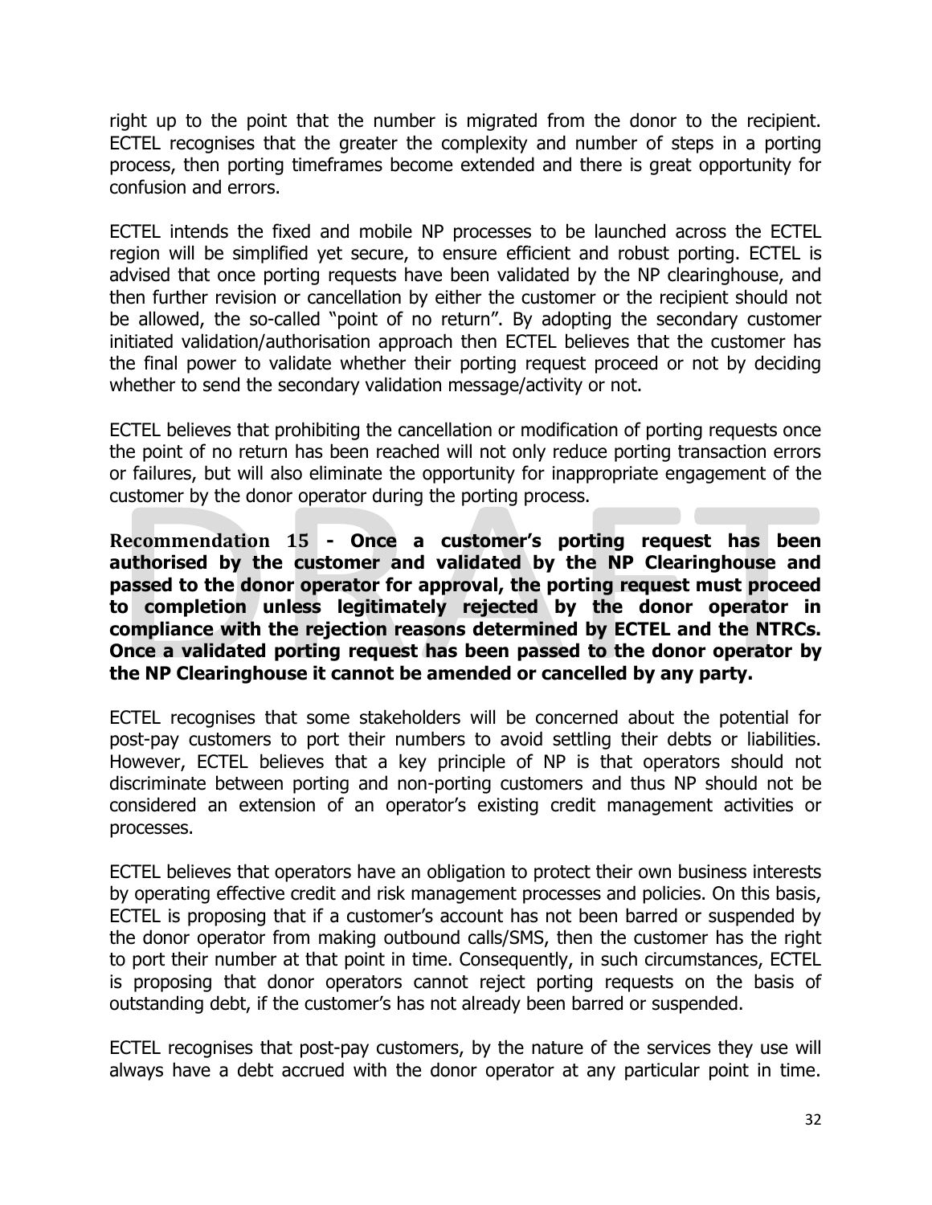right up to the point that the number is migrated from the donor to the recipient. ECTEL recognises that the greater the complexity and number of steps in a porting process, then porting timeframes become extended and there is great opportunity for confusion and errors.

ECTEL intends the fixed and mobile NP processes to be launched across the ECTEL region will be simplified yet secure, to ensure efficient and robust porting. ECTEL is advised that once porting requests have been validated by the NP clearinghouse, and then further revision or cancellation by either the customer or the recipient should not be allowed, the so-called "point of no return". By adopting the secondary customer initiated validation/authorisation approach then ECTEL believes that the customer has the final power to validate whether their porting request proceed or not by deciding whether to send the secondary validation message/activity or not.

ECTEL believes that prohibiting the cancellation or modification of porting requests once the point of no return has been reached will not only reduce porting transaction errors or failures, but will also eliminate the opportunity for inappropriate engagement of the customer by the donor operator during the porting process.

**Recommendation 15 - Once a customer's porting request has been authorised by the customer and validated by the NP Clearinghouse and passed to the donor operator for approval, the porting request must proceed to completion unless legitimately rejected by the donor operator in compliance with the rejection reasons determined by ECTEL and the NTRCs. Once a validated porting request has been passed to the donor operator by the NP Clearinghouse it cannot be amended or cancelled by any party.**

ECTEL recognises that some stakeholders will be concerned about the potential for post-pay customers to port their numbers to avoid settling their debts or liabilities. However, ECTEL believes that a key principle of NP is that operators should not discriminate between porting and non-porting customers and thus NP should not be considered an extension of an operator's existing credit management activities or processes.

ECTEL believes that operators have an obligation to protect their own business interests by operating effective credit and risk management processes and policies. On this basis, ECTEL is proposing that if a customer's account has not been barred or suspended by the donor operator from making outbound calls/SMS, then the customer has the right to port their number at that point in time. Consequently, in such circumstances, ECTEL is proposing that donor operators cannot reject porting requests on the basis of outstanding debt, if the customer's has not already been barred or suspended.

ECTEL recognises that post-pay customers, by the nature of the services they use will always have a debt accrued with the donor operator at any particular point in time.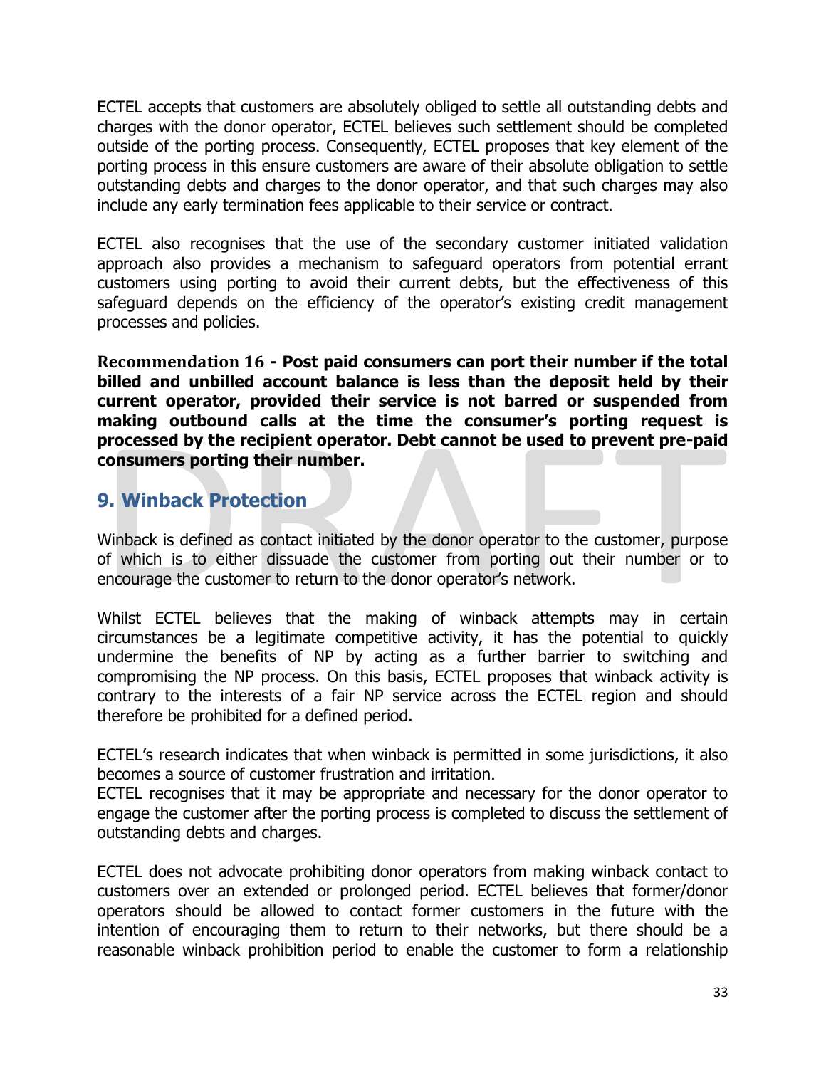ECTEL accepts that customers are absolutely obliged to settle all outstanding debts and charges with the donor operator, ECTEL believes such settlement should be completed outside of the porting process. Consequently, ECTEL proposes that key element of the porting process in this ensure customers are aware of their absolute obligation to settle outstanding debts and charges to the donor operator, and that such charges may also include any early termination fees applicable to their service or contract.

ECTEL also recognises that the use of the secondary customer initiated validation approach also provides a mechanism to safeguard operators from potential errant customers using porting to avoid their current debts, but the effectiveness of this safeguard depends on the efficiency of the operator's existing credit management processes and policies.

**Recommendation 16 - Post paid consumers can port their number if the total billed and unbilled account balance is less than the deposit held by their current operator, provided their service is not barred or suspended from making outbound calls at the time the consumer's porting request is processed by the recipient operator. Debt cannot be used to prevent pre-paid consumers porting their number.**

## 9. Winback Protection

Winback is defined as contact initiated by the donor operator to the customer, purpose of which is to either dissuade the customer from porting out their number or to encourage the customer to return to the donor operator's network.

Whilst ECTEL believes that the making of winback attempts may in certain circumstances be a legitimate competitive activity, it has the potential to quickly undermine the benefits of NP by acting as a further barrier to switching and compromising the NP process. On this basis, ECTEL proposes that winback activity is contrary to the interests of a fair NP service across the ECTEL region and should therefore be prohibited for a defined period.

ECTEL's research indicates that when winback is permitted in some jurisdictions, it also becomes a source of customer frustration and irritation.
ECTEL recognises that it may be appropriate and necessary for the donor operator to engage the customer after the porting process is completed to discuss the settlement of outstanding debts and charges.

ECTEL does not advocate prohibiting donor operators from making winback contact to customers over an extended or prolonged period. ECTEL believes that former/donor operators should be allowed to contact former customers in the future with the intention of encouraging them to return to their networks, but there should be a reasonable winback prohibition period to enable the customer to form a relationship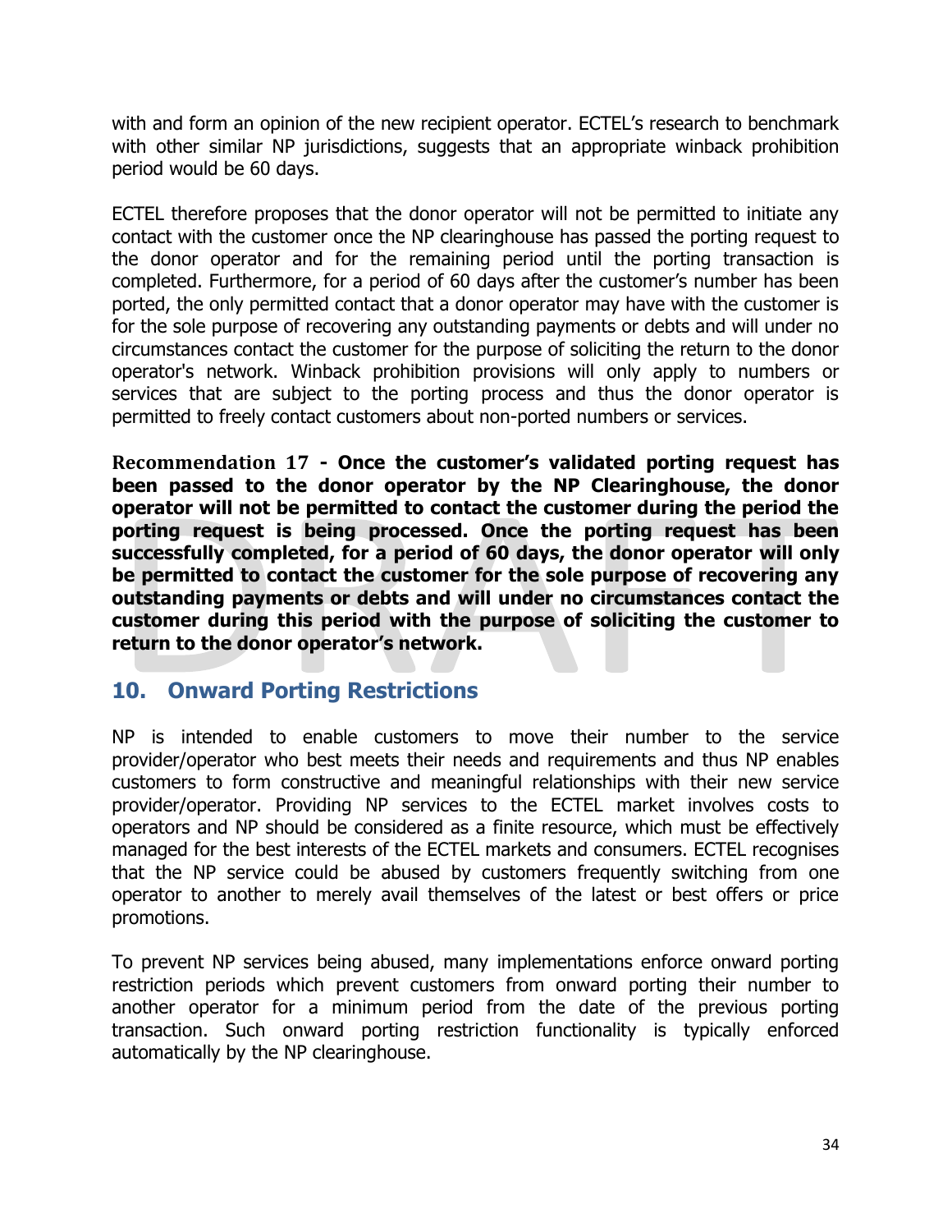with and form an opinion of the new recipient operator. ECTEL's research to benchmark with other similar NP jurisdictions, suggests that an appropriate winback prohibition period would be 60 days.

ECTEL therefore proposes that the donor operator will not be permitted to initiate any contact with the customer once the NP clearinghouse has passed the porting request to the donor operator and for the remaining period until the porting transaction is completed. Furthermore, for a period of 60 days after the customer's number has been ported, the only permitted contact that a donor operator may have with the customer is for the sole purpose of recovering any outstanding payments or debts and will under no circumstances contact the customer for the purpose of soliciting the return to the donor operator's network. Winback prohibition provisions will only apply to numbers or services that are subject to the porting process and thus the donor operator is permitted to freely contact customers about non-ported numbers or services.

**Recommendation 17 - Once the customer's validated porting request has been passed to the donor operator by the NP Clearinghouse, the donor operator will not be permitted to contact the customer during the period the porting request is being processed. Once the porting request has been successfully completed, for a period of 60 days, the donor operator will only be permitted to contact the customer for the sole purpose of recovering any outstanding payments or debts and will under no circumstances contact the customer during this period with the purpose of soliciting the customer to return to the donor operator's network.**

## 10. Onward Porting Restrictions

NP is intended to enable customers to move their number to the service provider/operator who best meets their needs and requirements and thus NP enables customers to form constructive and meaningful relationships with their new service provider/operator. Providing NP services to the ECTEL market involves costs to operators and NP should be considered as a finite resource, which must be effectively managed for the best interests of the ECTEL markets and consumers. ECTEL recognises that the NP service could be abused by customers frequently switching from one operator to another to merely avail themselves of the latest or best offers or price promotions.

To prevent NP services being abused, many implementations enforce onward porting restriction periods which prevent customers from onward porting their number to another operator for a minimum period from the date of the previous porting transaction. Such onward porting restriction functionality is typically enforced automatically by the NP clearinghouse.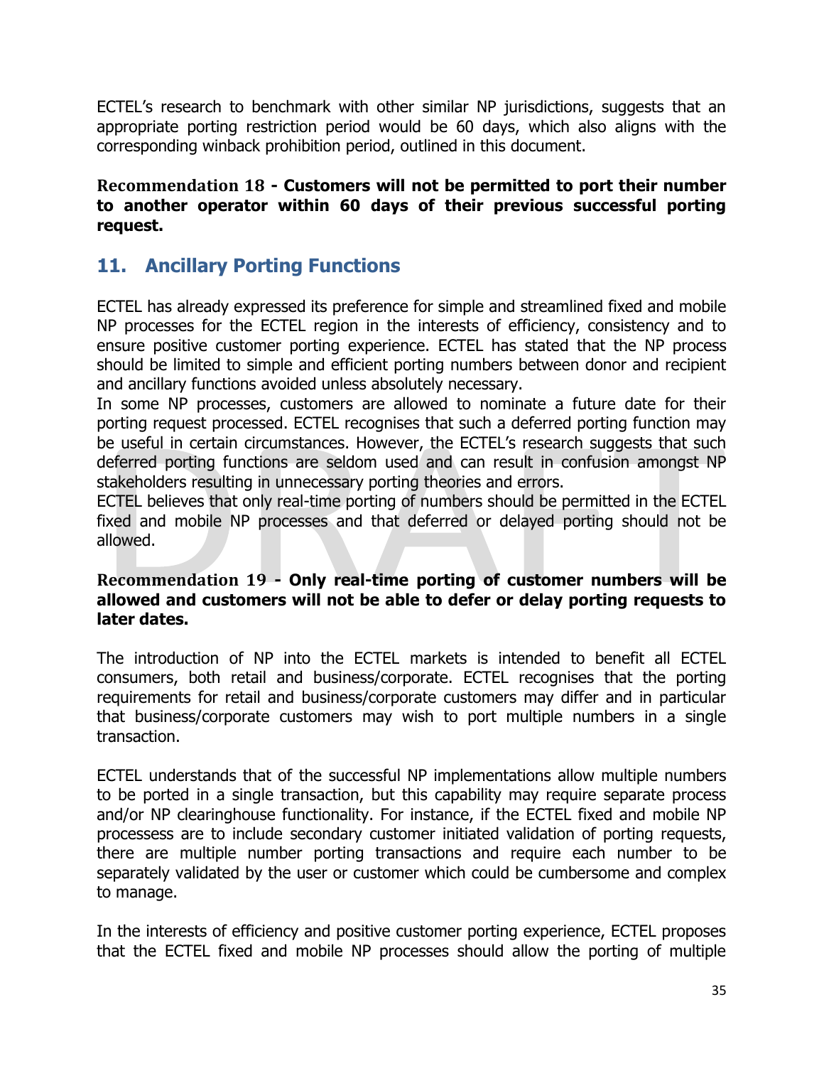ECTEL's research to benchmark with other similar NP jurisdictions, suggests that an appropriate porting restriction period would be 60 days, which also aligns with the corresponding winback prohibition period, outlined in this document.

**Recommendation 18 - Customers will not be permitted to port their number to another operator within 60 days of their previous successful porting request.**

## 11. Ancillary Porting Functions

ECTEL has already expressed its preference for simple and streamlined fixed and mobile NP processes for the ECTEL region in the interests of efficiency, consistency and to ensure positive customer porting experience. ECTEL has stated that the NP process should be limited to simple and efficient porting numbers between donor and recipient and ancillary functions avoided unless absolutely necessary.

In some NP processes, customers are allowed to nominate a future date for their porting request processed. ECTEL recognises that such a deferred porting function may be useful in certain circumstances. However, the ECTEL's research suggests that such deferred porting functions are seldom used and can result in confusion amongst NP stakeholders resulting in unnecessary porting theories and errors.

ECTEL believes that only real-time porting of numbers should be permitted in the ECTEL fixed and mobile NP processes and that deferred or delayed porting should not be allowed.

**Recommendation 19 - Only real-time porting of customer numbers will be allowed and customers will not be able to defer or delay porting requests to later dates.**

The introduction of NP into the ECTEL markets is intended to benefit all ECTEL consumers, both retail and business/corporate. ECTEL recognises that the porting requirements for retail and business/corporate customers may differ and in particular that business/corporate customers may wish to port multiple numbers in a single transaction.

ECTEL understands that of the successful NP implementations allow multiple numbers to be ported in a single transaction, but this capability may require separate process and/or NP clearinghouse functionality. For instance, if the ECTEL fixed and mobile NP processess are to include secondary customer initiated validation of porting requests, there are multiple number porting transactions and require each number to be separately validated by the user or customer which could be cumbersome and complex to manage.

In the interests of efficiency and positive customer porting experience, ECTEL proposes that the ECTEL fixed and mobile NP processes should allow the porting of multiple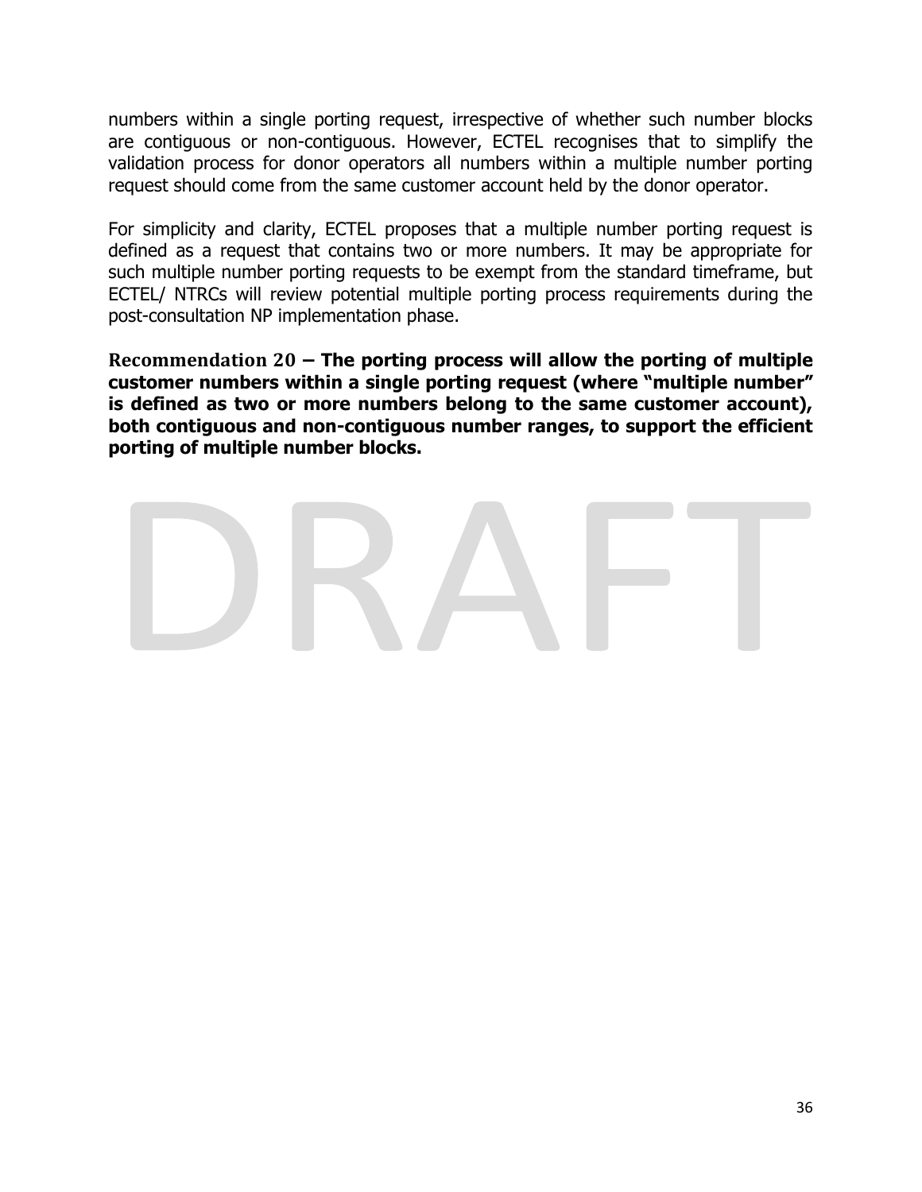numbers within a single porting request, irrespective of whether such number blocks are contiguous or non-contiguous. However, ECTEL recognises that to simplify the validation process for donor operators all numbers within a multiple number porting request should come from the same customer account held by the donor operator.

For simplicity and clarity, ECTEL proposes that a multiple number porting request is defined as a request that contains two or more numbers. It may be appropriate for such multiple number porting requests to be exempt from the standard timeframe, but ECTEL/ NTRCs will review potential multiple porting process requirements during the post-consultation NP implementation phase.

**Recommendation 20 – The porting process will allow the porting of multiple customer numbers within a single porting request (where "multiple number" is defined as two or more numbers belong to the same customer account), both contiguous and non-contiguous number ranges, to support the efficient porting of multiple number blocks.**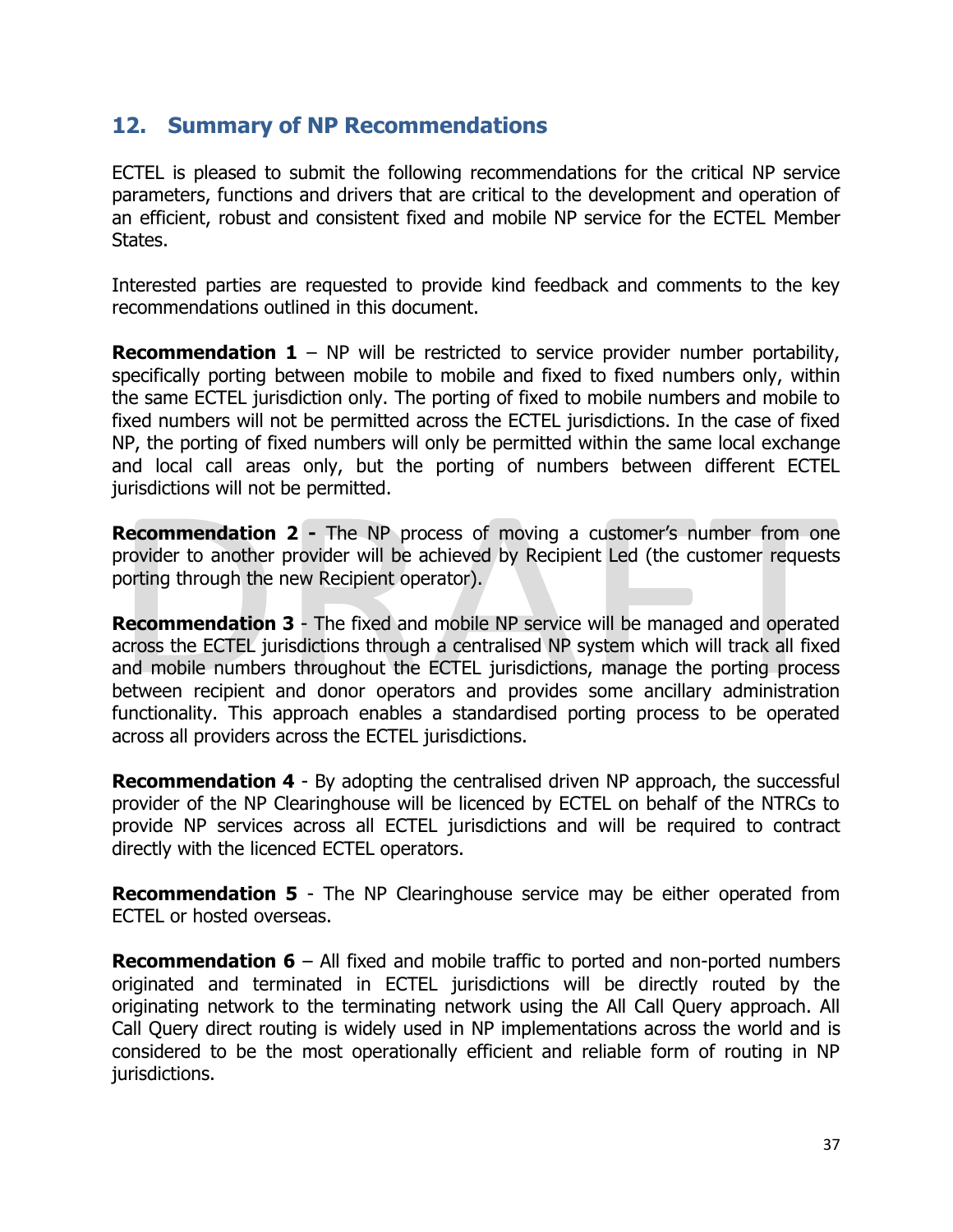## 12. Summary of NP Recommendations

ECTEL is pleased to submit the following recommendations for the critical NP service parameters, functions and drivers that are critical to the development and operation of an efficient, robust and consistent fixed and mobile NP service for the ECTEL Member States.

Interested parties are requested to provide kind feedback and comments to the key recommendations outlined in this document.

**Recommendation 1** – NP will be restricted to service provider number portability, specifically porting between mobile to mobile and fixed to fixed numbers only, within the same ECTEL jurisdiction only. The porting of fixed to mobile numbers and mobile to fixed numbers will not be permitted across the ECTEL jurisdictions. In the case of fixed NP, the porting of fixed numbers will only be permitted within the same local exchange and local call areas only, but the porting of numbers between different ECTEL jurisdictions will not be permitted.

**Recommendation 2 -** The NP process of moving a customer's number from one provider to another provider will be achieved by Recipient Led (the customer requests porting through the new Recipient operator).

**Recommendation 3** - The fixed and mobile NP service will be managed and operated across the ECTEL jurisdictions through a centralised NP system which will track all fixed and mobile numbers throughout the ECTEL jurisdictions, manage the porting process between recipient and donor operators and provides some ancillary administration functionality. This approach enables a standardised porting process to be operated across all providers across the ECTEL jurisdictions.

**Recommendation 4** - By adopting the centralised driven NP approach, the successful provider of the NP Clearinghouse will be licenced by ECTEL on behalf of the NTRCs to provide NP services across all ECTEL jurisdictions and will be required to contract directly with the licenced ECTEL operators.

**Recommendation 5** - The NP Clearinghouse service may be either operated from ECTEL or hosted overseas.

**Recommendation 6** – All fixed and mobile traffic to ported and non-ported numbers originated and terminated in ECTEL jurisdictions will be directly routed by the originating network to the terminating network using the All Call Query approach. All Call Query direct routing is widely used in NP implementations across the world and is considered to be the most operationally efficient and reliable form of routing in NP jurisdictions.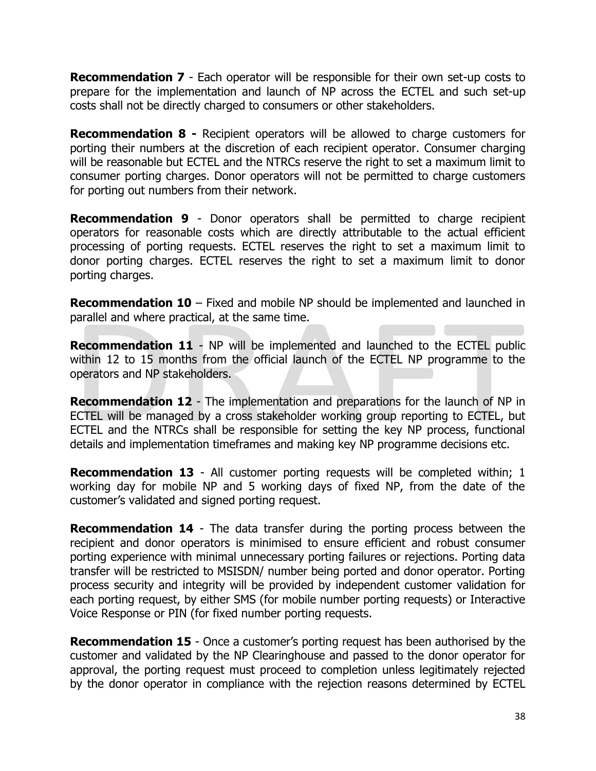**Recommendation 7** - Each operator will be responsible for their own set-up costs to prepare for the implementation and launch of NP across the ECTEL and such set-up costs shall not be directly charged to consumers or other stakeholders.

**Recommendation 8 -** Recipient operators will be allowed to charge customers for porting their numbers at the discretion of each recipient operator. Consumer charging will be reasonable but ECTEL and the NTRCs reserve the right to set a maximum limit to consumer porting charges. Donor operators will not be permitted to charge customers for porting out numbers from their network.

**Recommendation 9** - Donor operators shall be permitted to charge recipient operators for reasonable costs which are directly attributable to the actual efficient processing of porting requests. ECTEL reserves the right to set a maximum limit to donor porting charges. ECTEL reserves the right to set a maximum limit to donor porting charges.

**Recommendation 10** – Fixed and mobile NP should be implemented and launched in parallel and where practical, at the same time.

**Recommendation 11** - NP will be implemented and launched to the ECTEL public within 12 to 15 months from the official launch of the ECTEL NP programme to the operators and NP stakeholders.

**Recommendation 12** - The implementation and preparations for the launch of NP in ECTEL will be managed by a cross stakeholder working group reporting to ECTEL, but ECTEL and the NTRCs shall be responsible for setting the key NP process, functional details and implementation timeframes and making key NP programme decisions etc.

**Recommendation 13** - All customer porting requests will be completed within; 1 working day for mobile NP and 5 working days of fixed NP, from the date of the customer's validated and signed porting request.

**Recommendation 14** - The data transfer during the porting process between the recipient and donor operators is minimised to ensure efficient and robust consumer porting experience with minimal unnecessary porting failures or rejections. Porting data transfer will be restricted to MSISDN/ number being ported and donor operator. Porting process security and integrity will be provided by independent customer validation for each porting request, by either SMS (for mobile number porting requests) or Interactive Voice Response or PIN (for fixed number porting requests.

**Recommendation 15** - Once a customer's porting request has been authorised by the customer and validated by the NP Clearinghouse and passed to the donor operator for approval, the porting request must proceed to completion unless legitimately rejected by the donor operator in compliance with the rejection reasons determined by ECTEL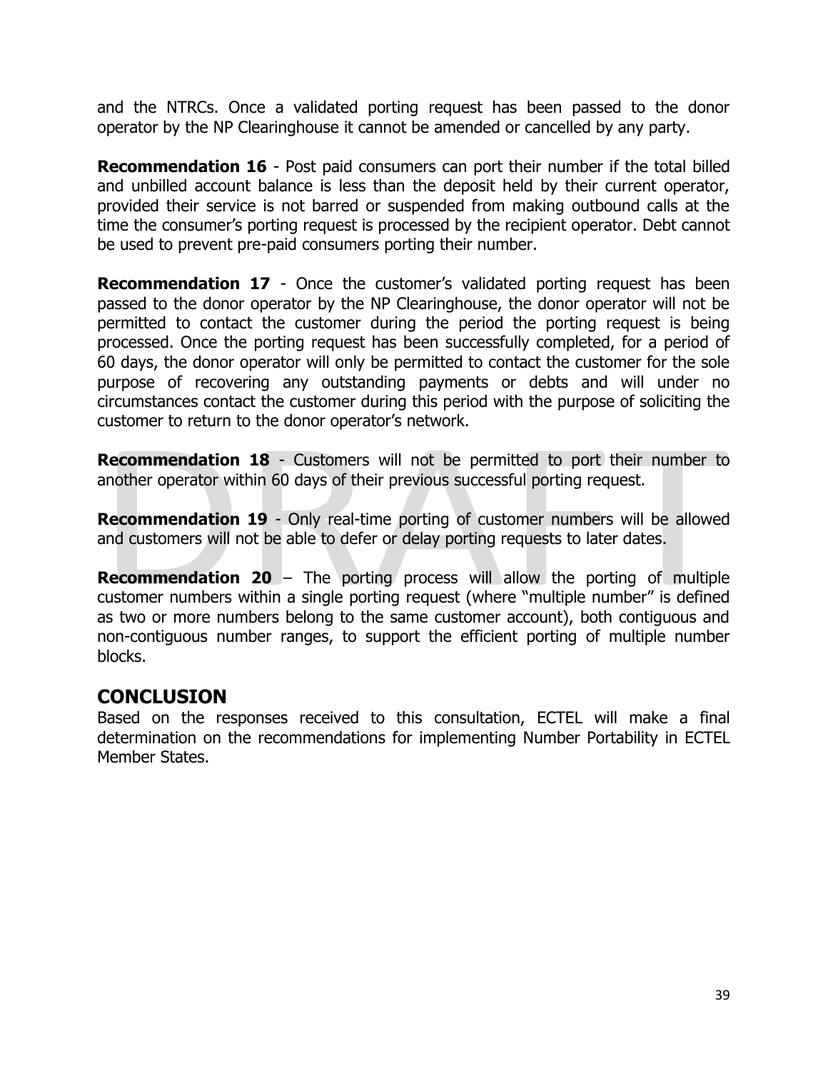and the NTRCs. Once a validated porting request has been passed to the donor operator by the NP Clearinghouse it cannot be amended or cancelled by any party.

**Recommendation 16** - Post paid consumers can port their number if the total billed and unbilled account balance is less than the deposit held by their current operator, provided their service is not barred or suspended from making outbound calls at the time the consumer's porting request is processed by the recipient operator. Debt cannot be used to prevent pre-paid consumers porting their number.

**Recommendation 17** - Once the customer's validated porting request has been passed to the donor operator by the NP Clearinghouse, the donor operator will not be permitted to contact the customer during the period the porting request is being processed. Once the porting request has been successfully completed, for a period of 60 days, the donor operator will only be permitted to contact the customer for the sole purpose of recovering any outstanding payments or debts and will under no circumstances contact the customer during this period with the purpose of soliciting the customer to return to the donor operator's network.

**Recommendation 18** - Customers will not be permitted to port their number to another operator within 60 days of their previous successful porting request.

**Recommendation 19** - Only real-time porting of customer numbers will be allowed and customers will not be able to defer or delay porting requests to later dates.

**Recommendation 20** – The porting process will allow the porting of multiple customer numbers within a single porting request (where "multiple number" is defined as two or more numbers belong to the same customer account), both contiguous and non-contiguous number ranges, to support the efficient porting of multiple number blocks.

## CONCLUSION

Based on the responses received to this consultation, ECTEL will make a final determination on the recommendations for implementing Number Portability in ECTEL Member States.